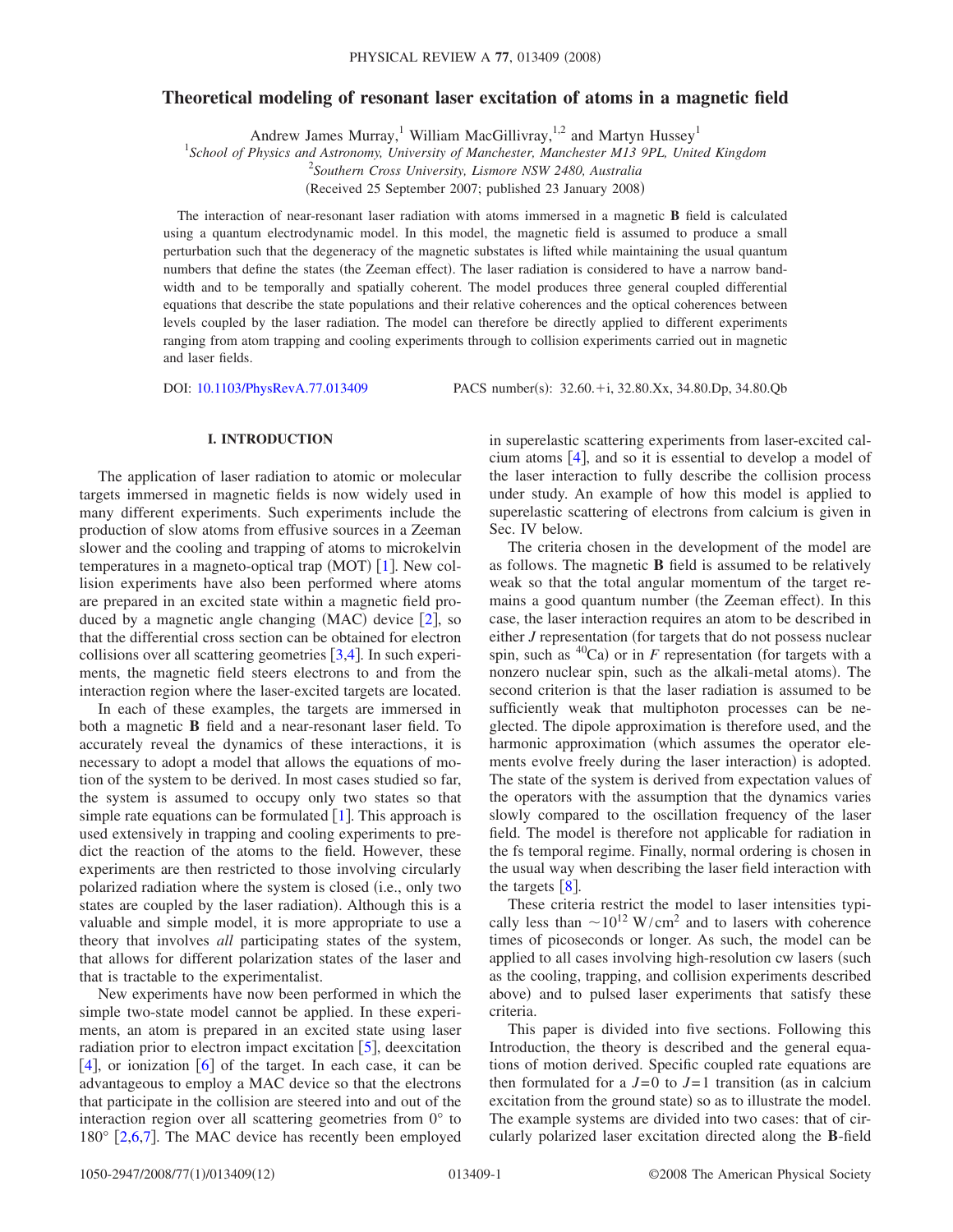# Theoretical modeling of resonant laser excitation of atoms in a magnetic field

Andrew James Murray,[1] William MacGillivray,[1,2] and Martyn Hussey[1]

[1]School of Physics and Astronomy, University of Manchester, Manchester M13 9PL, United Kingdom

[2]Southern Cross University, Lismore NSW 2480, Australia

(Received 25 September 2007; published 23 January 2008)

The interaction of near-resonant laser radiation with atoms immersed in a magnetic **B** field is calculated using a quantum electrodynamic model. In this model, the magnetic field is assumed to produce a small perturbation such that the degeneracy of the magnetic substates is lifted while maintaining the usual quantum numbers that define the states (the Zeeman effect). The laser radiation is considered to have a narrow bandwidth and to be temporally and spatially coherent. The model produces three general coupled differential equations that describe the state populations and their relative coherences and the optical coherences between levels coupled by the laser radiation. The model can therefore be directly applied to different experiments ranging from atom trapping and cooling experiments through to collision experiments carried out in magnetic and laser fields.

DOI: 10.1103/PhysRevA.77.013409 PACS number(s): 32.60.+i, 32.80.Xx, 34.80.Dp, 34.80.Qb

## I. INTRODUCTION

The application of laser radiation to atomic or molecular targets immersed in magnetic fields is now widely used in many different experiments. Such experiments include the production of slow atoms from effusive sources in a Zeeman slower and the cooling and trapping of atoms to microkelvin temperatures in a magneto-optical trap (MOT) [1]. New collision experiments have also been performed where atoms are prepared in an excited state within a magnetic field produced by a magnetic angle changing (MAC) device [2], so that the differential cross section can be obtained for electron collisions over all scattering geometries [3,4]. In such experiments, the magnetic field steers electrons to and from the interaction region where the laser-excited targets are located.

In each of these examples, the targets are immersed in both a magnetic **B** field and a near-resonant laser field. To accurately reveal the dynamics of these interactions, it is necessary to adopt a model that allows the equations of motion of the system to be derived. In most cases studied so far, the system is assumed to occupy only two states so that simple rate equations can be formulated [1]. This approach is used extensively in trapping and cooling experiments to predict the reaction of the atoms to the field. However, these experiments are then restricted to those involving circularly polarized radiation where the system is closed (i.e., only two states are coupled by the laser radiation). Although this is a valuable and simple model, it is more appropriate to use a theory that involves *all* participating states of the system, that allows for different polarization states of the laser and that is tractable to the experimentalist.

New experiments have now been performed in which the simple two-state model cannot be applied. In these experiments, an atom is prepared in an excited state using laser radiation prior to electron impact excitation [5], deexcitation [4], or ionization [6] of the target. In each case, it can be advantageous to employ a MAC device so that the electrons that participate in the collision are steered into and out of the interaction region over all scattering geometries from 0° to 180° [2,6,7]. The MAC device has recently been employed in superelastic scattering experiments from laser-excited calcium atoms [4], and so it is essential to develop a model of the laser interaction to fully describe the collision process under study. An example of how this model is applied to superelastic scattering of electrons from calcium is given in Sec. IV below.

The criteria chosen in the development of the model are as follows. The magnetic **B** field is assumed to be relatively weak so that the total angular momentum of the target remains a good quantum number (the Zeeman effect). In this case, the laser interaction requires an atom to be described in either $J$ representation (for targets that do not possess nuclear spin, such as $^{40}$Ca) or in $F$ representation (for targets with a nonzero nuclear spin, such as the alkali-metal atoms). The second criterion is that the laser radiation is assumed to be sufficiently weak that multiphoton processes can be neglected. The dipole approximation is therefore used, and the harmonic approximation (which assumes the operator elements evolve freely during the laser interaction) is adopted. The state of the system is derived from expectation values of the operators with the assumption that the dynamics varies slowly compared to the oscillation frequency of the laser field. The model is therefore not applicable for radiation in the fs temporal regime. Finally, normal ordering is chosen in the usual way when describing the laser field interaction with the targets [8].

These criteria restrict the model to laser intensities typically less than $\sim 10^{12}$ W/cm$^2$ and to lasers with coherence times of picoseconds or longer. As such, the model can be applied to all cases involving high-resolution cw lasers (such as the cooling, trapping, and collision experiments described above) and to pulsed laser experiments that satisfy these criteria.

This paper is divided into five sections. Following this Introduction, the theory is described and the general equations of motion derived. Specific coupled rate equations are then formulated for a $J=0$ to $J=1$ transition (as in calcium excitation from the ground state) so as to illustrate the model. The example systems are divided into two cases: that of circularly polarized laser excitation directed along the **B**-field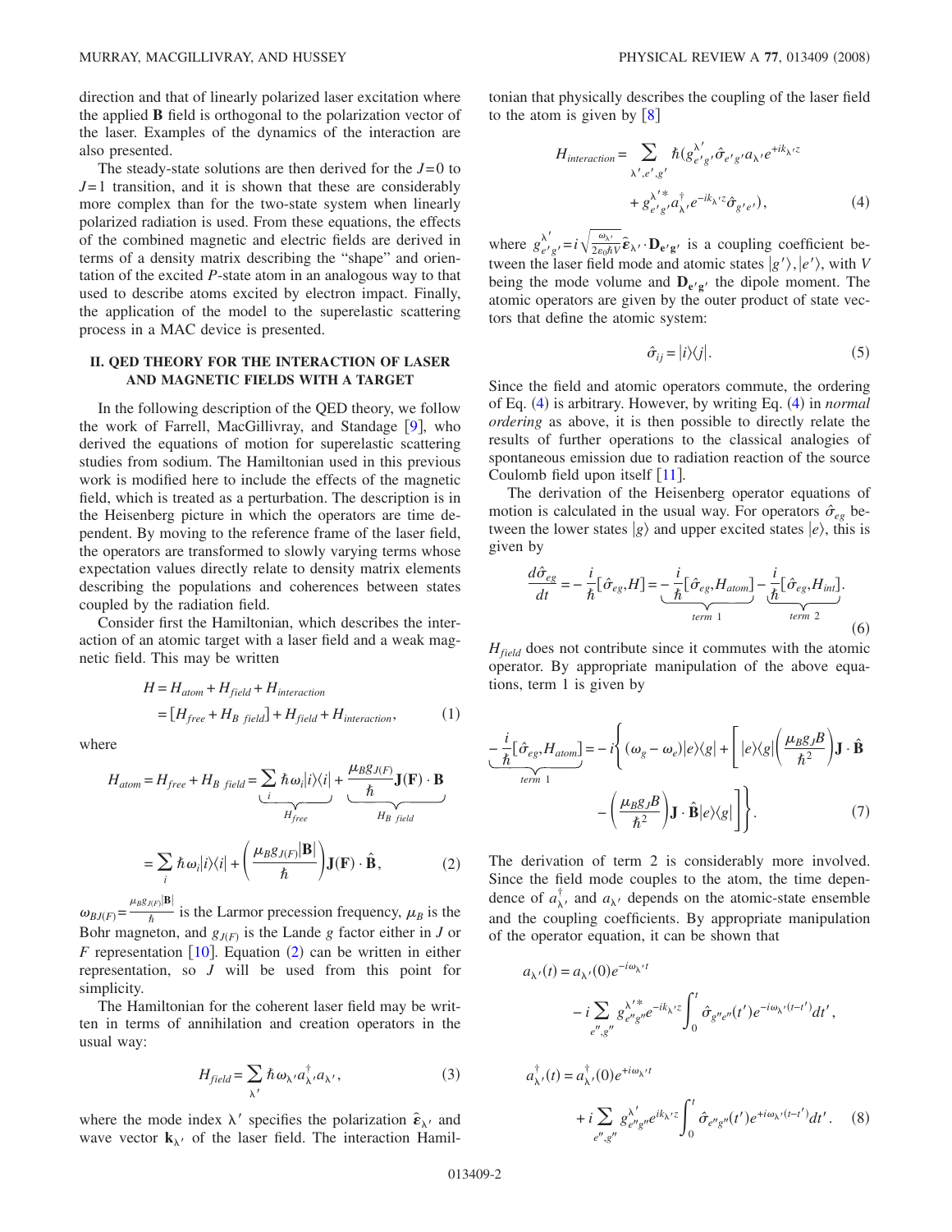direction and that of linearly polarized laser excitation where the applied **B** field is orthogonal to the polarization vector of the laser. Examples of the dynamics of the interaction are also presented.

The steady-state solutions are then derived for the $J=0$ to $J=1$ transition, and it is shown that these are considerably more complex than for the two-state system when linearly polarized radiation is used. From these equations, the effects of the combined magnetic and electric fields are derived in terms of a density matrix describing the "shape" and orientation of the excited $P$-state atom in an analogous way to that used to describe atoms excited by electron impact. Finally, the application of the model to the superelastic scattering process in a MAC device is presented.

## II. QED THEORY FOR THE INTERACTION OF LASER AND MAGNETIC FIELDS WITH A TARGET

In the following description of the QED theory, we follow the work of Farrell, MacGillivray, and Standage [9], who derived the equations of motion for superelastic scattering studies from sodium. The Hamiltonian used in this previous work is modified here to include the effects of the magnetic field, which is treated as a perturbation. The description is in the Heisenberg picture in which the operators are time dependent. By moving to the reference frame of the laser field, the operators are transformed to slowly varying terms whose expectation values directly relate to density matrix elements describing the populations and coherences between states coupled by the radiation field.

Consider first the Hamiltonian, which describes the interaction of an atomic target with a laser field and a weak magnetic field. This may be written

$$H = H_{atom} + H_{field} + H_{interaction} = [H_{free} + H_{B\ field}] + H_{field} + H_{interaction}, \tag{1}$$

where

$$H_{atom} = H_{free} + H_{B\ field} = \underbrace{\sum_i \hbar\omega_i |i\rangle\langle i|}_{H_{free}} + \underbrace{\frac{\mu_B g_{J(F)}}{\hbar}\mathbf{J}(\mathbf{F})\cdot\mathbf{B}}_{H_{B\ field}}$$

$$= \sum_i \hbar\omega_i |i\rangle\langle i| + \left(\frac{\mu_B g_{J(F)}|\mathbf{B}|}{\hbar}\right)\mathbf{J}(\mathbf{F})\cdot\hat{\mathbf{B}}, \tag{2}$$

$\omega_{BJ(F)} = \frac{\mu_B g_{J(F)}|\mathbf{B}|}{\hbar}$ is the Larmor precession frequency, $\mu_B$ is the Bohr magneton, and $g_{J(F)}$ is the Lande $g$ factor either in $J$ or $F$ representation [10]. Equation (2) can be written in either representation, so $J$ will be used from this point for simplicity.

The Hamiltonian for the coherent laser field may be written in terms of annihilation and creation operators in the usual way:

$$H_{field} = \sum_{\lambda'} \hbar\omega_{\lambda'} a^{\dagger}_{\lambda'} a_{\lambda'}, \tag{3}$$

where the mode index $\lambda'$ specifies the polarization $\hat{\boldsymbol{\varepsilon}}_{\lambda'}$ and wave vector $\mathbf{k}_{\lambda'}$ of the laser field. The interaction Hamiltonian that physically describes the coupling of the laser field to the atom is given by [8]

$$H_{interaction} = \sum_{\lambda', e', g'} \hbar\left(g^{\lambda'}_{e'g'}\hat{\sigma}_{e'g'}a_{\lambda'}e^{+ik_{\lambda'}z} + g^{\lambda'*}_{e'g'}a^{\dagger}_{\lambda'}e^{-ik_{\lambda'}z}\hat{\sigma}_{g'e'}\right), \tag{4}$$

where $g^{\lambda'}_{e'g'} = i\sqrt{\frac{\omega_{\lambda'}}{2\varepsilon_0\hbar V}}\hat{\boldsymbol{\varepsilon}}_{\lambda'}\cdot\mathbf{D}_{\mathbf{e}'\mathbf{g}'}$ is a coupling coefficient between the laser field mode and atomic states $|g'\rangle, |e'\rangle$, with $V$ being the mode volume and $\mathbf{D}_{\mathbf{e}'\mathbf{g}'}$ the dipole moment. The atomic operators are given by the outer product of state vectors that define the atomic system:

$$\hat{\sigma}_{ij} = |i\rangle\langle j|. \tag{5}$$

Since the field and atomic operators commute, the ordering of Eq. (4) is arbitrary. However, by writing Eq. (4) in *normal ordering* as above, it is then possible to directly relate the results of further operations to the classical analogies of spontaneous emission due to radiation reaction of the source Coulomb field upon itself [11].

The derivation of the Heisenberg operator equations of motion is calculated in the usual way. For operators $\hat{\sigma}_{eg}$ between the lower states $|g\rangle$ and upper excited states $|e\rangle$, this is given by

$$\frac{d\hat{\sigma}_{eg}}{dt} = -\frac{i}{\hbar}[\hat{\sigma}_{eg}, H] = \underbrace{-\frac{i}{\hbar}[\hat{\sigma}_{eg}, H_{atom}]}_{term\ 1} - \underbrace{\frac{i}{\hbar}[\hat{\sigma}_{eg}, H_{int}]}_{term\ 2}. \tag{6}$$

$H_{field}$ does not contribute since it commutes with the atomic operator. By appropriate manipulation of the above equations, term 1 is given by

$$\underbrace{-\frac{i}{\hbar}[\hat{\sigma}_{eg}, H_{atom}]}_{term\ 1} = -i\left\{(\omega_g - \omega_e)|e\rangle\langle g| + \left[|e\rangle\langle g|\left(\frac{\mu_B g_J B}{\hbar^2}\right)\mathbf{J}\cdot\hat{\mathbf{B}} - \left(\frac{\mu_B g_J B}{\hbar^2}\right)\mathbf{J}\cdot\hat{\mathbf{B}}|e\rangle\langle g|\right]\right\}. \tag{7}$$

The derivation of term 2 is considerably more involved. Since the field mode couples to the atom, the time dependence of $a^{\dagger}_{\lambda'}$ and $a_{\lambda'}$ depends on the atomic-state ensemble and the coupling coefficients. By appropriate manipulation of the operator equation, it can be shown that

$$a_{\lambda'}(t) = a_{\lambda'}(0)e^{-i\omega_{\lambda'}t} - i\sum_{e'',g''} g^{\lambda'*}_{e''g''}e^{-ik_{\lambda'}z}\int_0^t \hat{\sigma}_{g''e''}(t')e^{-i\omega_{\lambda'}(t-t')}dt',$$

$$a^{\dagger}_{\lambda'}(t) = a^{\dagger}_{\lambda'}(0)e^{+i\omega_{\lambda'}t} + i\sum_{e'',g''} g^{\lambda'}_{e''g''}e^{ik_{\lambda'}z}\int_0^t \hat{\sigma}_{e''g''}(t')e^{+i\omega_{\lambda'}(t-t')}dt'. \tag{8}$$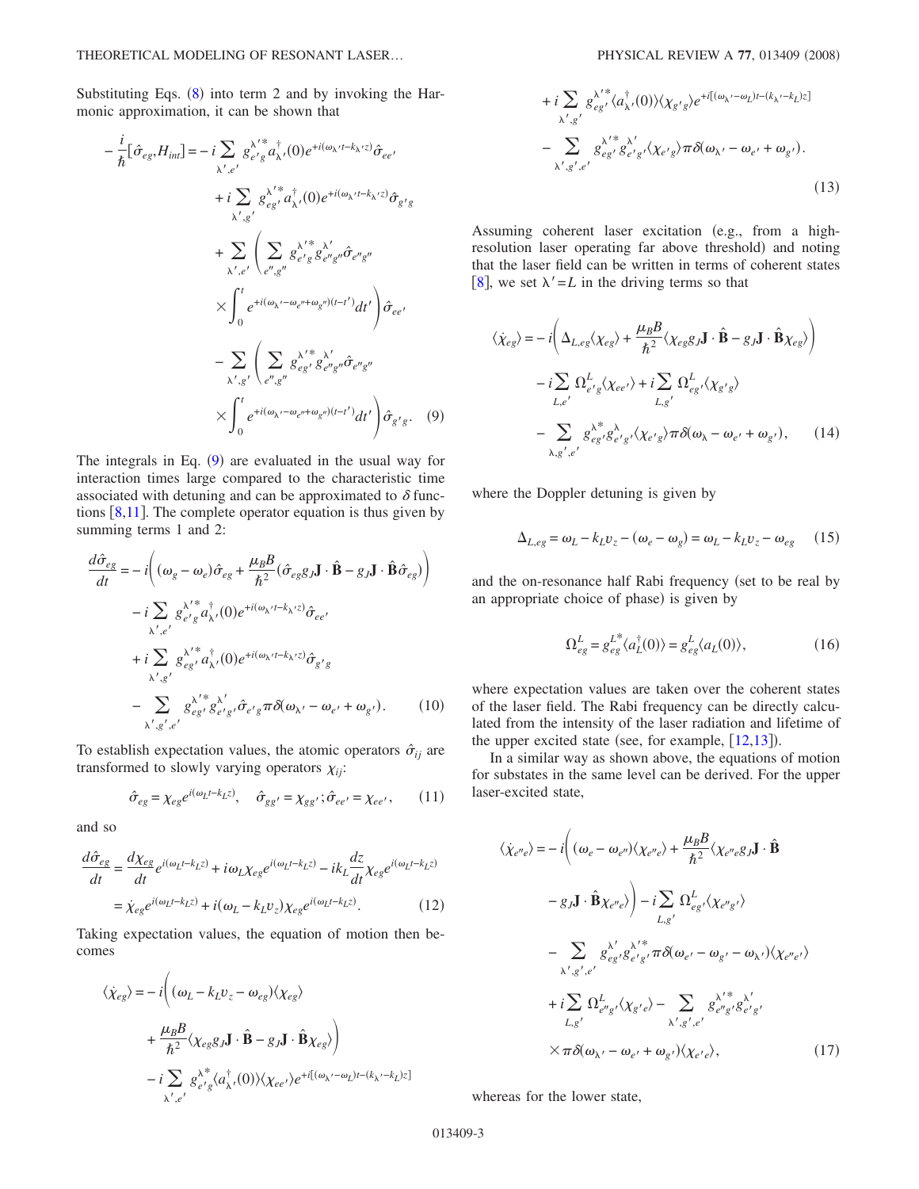Substituting Eqs. (8) into term 2 and by invoking the Harmonic approximation, it can be shown that

$$
\begin{aligned}
-\frac{i}{\hbar}[\hat{\sigma}_{eg}, H_{int}] = & -i \sum_{\lambda', e'} g_{e'g}^{\lambda'*} a_{\lambda'}^{\dagger}(0) e^{+i(\omega_{\lambda'} t - k_{\lambda'} z)} \hat{\sigma}_{ee'} \\
& + i \sum_{\lambda', g'} g_{eg'}^{\lambda'*} a_{\lambda'}^{\dagger}(0) e^{+i(\omega_{\lambda'} t - k_{\lambda'} z)} \hat{\sigma}_{g'g} \\
& + \sum_{\lambda', e'} \left( \sum_{e'', g''} g_{e'g}^{\lambda'*} g_{e''g''}^{\lambda'} \hat{\sigma}_{e''g''} \right. \\
& \left. \times \int_0^t e^{+i(\omega_{\lambda'} - \omega_{e''} + \omega_{g''})(t-t')} dt' \right) \hat{\sigma}_{ee'} \\
& - \sum_{\lambda', g'} \left( \sum_{e'', g''} g_{eg'}^{\lambda'*} g_{e''g''}^{\lambda'} \hat{\sigma}_{e''g''} \right. \\
& \left. \times \int_0^t e^{+i(\omega_{\lambda'} - \omega_{e''} + \omega_{g''})(t-t')} dt' \right) \hat{\sigma}_{g'g}. \quad (9)
\end{aligned}
$$

The integrals in Eq. (9) are evaluated in the usual way for interaction times large compared to the characteristic time associated with detuning and can be approximated to $\delta$ functions [8,11]. The complete operator equation is thus given by summing terms 1 and 2:

$$
\begin{aligned}
\frac{d\hat{\sigma}_{eg}}{dt} = & -i \left( (\omega_g - \omega_e) \hat{\sigma}_{eg} + \frac{\mu_B B}{\hbar^2} (\hat{\sigma}_{eg} g_J \mathbf{J} \cdot \hat{\mathbf{B}} - g_J \mathbf{J} \cdot \hat{\mathbf{B}} \hat{\sigma}_{eg}) \right) \\
& - i \sum_{\lambda', e'} g_{e'g}^{\lambda'*} a_{\lambda'}^{\dagger}(0) e^{+i(\omega_{\lambda'} t - k_{\lambda'} z)} \hat{\sigma}_{ee'} \\
& + i \sum_{\lambda', g'} g_{eg'}^{\lambda'*} a_{\lambda'}^{\dagger}(0) e^{+i(\omega_{\lambda'} t - k_{\lambda'} z)} \hat{\sigma}_{g'g} \\
& - \sum_{\lambda', g', e'} g_{eg'}^{\lambda'*} g_{e'g'}^{\lambda'} \hat{\sigma}_{e'g} \pi \delta(\omega_{\lambda'} - \omega_{e'} + \omega_{g'}). \quad (10)
\end{aligned}
$$

To establish expectation values, the atomic operators $\hat{\sigma}_{ij}$ are transformed to slowly varying operators $\chi_{ij}$:

$$
\hat{\sigma}_{eg} = \chi_{eg} e^{i(\omega_L t - k_L z)}, \quad \hat{\sigma}_{gg'} = \chi_{gg'}; \hat{\sigma}_{ee'} = \chi_{ee'}, \quad (11)
$$

and so

$$
\begin{aligned}
\frac{d\hat{\sigma}_{eg}}{dt} & = \frac{d\chi_{eg}}{dt} e^{i(\omega_L t - k_L z)} + i\omega_L \chi_{eg} e^{i(\omega_L t - k_L z)} - ik_L \frac{dz}{dt} \chi_{eg} e^{i(\omega_L t - k_L z)} \\
& = \dot{\chi}_{eg} e^{i(\omega_L t - k_L z)} + i(\omega_L - k_L v_z) \chi_{eg} e^{i(\omega_L t - k_L z)}. \quad (12)
\end{aligned}
$$

Taking expectation values, the equation of motion then becomes

$$
\begin{aligned}
\langle \dot{\chi}_{eg} \rangle = & -i \left( (\omega_L - k_L v_z - \omega_{eg}) \langle \chi_{eg} \rangle \right. \\
& \left. + \frac{\mu_B B}{\hbar^2} \langle \chi_{eg} g_J \mathbf{J} \cdot \hat{\mathbf{B}} - g_J \mathbf{J} \cdot \hat{\mathbf{B}} \chi_{eg} \rangle \right) \\
& - i \sum_{\lambda', e'} g_{e'g}^{\lambda*} \langle a_{\lambda'}^{\dagger}(0) \rangle \langle \chi_{ee'} \rangle e^{+i[(\omega_{\lambda'} - \omega_L)t - (k_{\lambda'} - k_L)z]} \\
& + i \sum_{\lambda', g'} g_{eg'}^{\lambda'*} \langle a_{\lambda'}^{\dagger}(0) \rangle \langle \chi_{g'g} \rangle e^{+i[(\omega_{\lambda'} - \omega_L)t - (k_{\lambda'} - k_L)z]} \\
& - \sum_{\lambda', g', e'} g_{eg'}^{\lambda'*} g_{e'g'}^{\lambda'} \langle \chi_{e'g} \rangle \pi \delta(\omega_{\lambda'} - \omega_{e'} + \omega_{g'}). \quad (13)
\end{aligned}
$$

Assuming coherent laser excitation (e.g., from a high-resolution laser operating far above threshold) and noting that the laser field can be written in terms of coherent states [8], we set $\lambda' = L$ in the driving terms so that

$$
\begin{aligned}
\langle \dot{\chi}_{eg} \rangle = & -i \left( \Delta_{L,eg} \langle \chi_{eg} \rangle + \frac{\mu_B B}{\hbar^2} \langle \chi_{eg} g_J \mathbf{J} \cdot \hat{\mathbf{B}} - g_J \mathbf{J} \cdot \hat{\mathbf{B}} \chi_{eg} \rangle \right) \\
& - i \sum_{L, e'} \Omega_{e'g}^L \langle \chi_{ee'} \rangle + i \sum_{L, g'} \Omega_{eg'}^L \langle \chi_{g'g} \rangle \\
& - \sum_{\lambda, g', e'} g_{eg'}^{\lambda*} g_{e'g'}^{\lambda} \langle \chi_{e'g} \rangle \pi \delta(\omega_\lambda - \omega_{e'} + \omega_{g'}), \quad (14)
\end{aligned}
$$

where the Doppler detuning is given by

$$
\Delta_{L,eg} = \omega_L - k_L v_z - (\omega_e - \omega_g) = \omega_L - k_L v_z - \omega_{eg} \quad (15)
$$

and the on-resonance half Rabi frequency (set to be real by an appropriate choice of phase) is given by

$$
\Omega_{eg}^L = g_{eg}^{L*} \langle a_L^{\dagger}(0) \rangle = g_{eg}^L \langle a_L(0) \rangle, \quad (16)
$$

where expectation values are taken over the coherent states of the laser field. The Rabi frequency can be directly calculated from the intensity of the laser radiation and lifetime of the upper excited state (see, for example, [12,13]).

In a similar way as shown above, the equations of motion for substates in the same level can be derived. For the upper laser-excited state,

$$
\begin{aligned}
\langle \dot{\chi}_{e''e} \rangle = & -i \left( (\omega_e - \omega_{e''}) \langle \chi_{e''e} \rangle + \frac{\mu_B B}{\hbar^2} \langle \chi_{e''e} g_J \mathbf{J} \cdot \hat{\mathbf{B}} \right. \\
& \left. - g_J \mathbf{J} \cdot \hat{\mathbf{B}} \chi_{e''e} \rangle \right) - i \sum_{L, g'} \Omega_{eg'}^L \langle \chi_{e''g'} \rangle \\
& - \sum_{\lambda', g', e'} g_{eg'}^{\lambda'} g_{e'g'}^{\lambda'*} \pi \delta(\omega_{e'} - \omega_{g'} - \omega_{\lambda'}) \langle \chi_{e''e'} \rangle \\
& + i \sum_{L, g'} \Omega_{e''g'}^L \langle \chi_{g'e} \rangle - \sum_{\lambda', g', e'} g_{e''g'}^{\lambda'*} g_{e'g'}^{\lambda'} \\
& \times \pi \delta(\omega_{\lambda'} - \omega_{e'} + \omega_{g'}) \langle \chi_{e'e} \rangle, \quad (17)
\end{aligned}
$$

whereas for the lower state,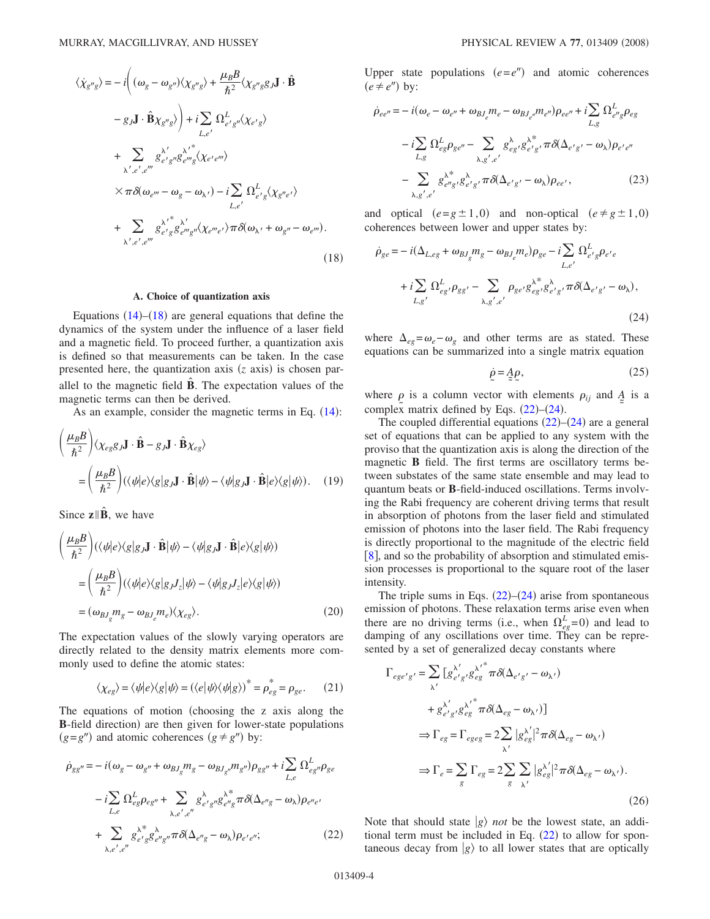$$
\begin{aligned}
\langle \dot{\chi}_{g''g} \rangle = & -i\Bigg( (\omega_g - \omega_{g''}) \langle \chi_{g''g} \rangle + \frac{\mu_B B}{\hbar^2} \langle \chi_{g''g} g_J \mathbf{J} \cdot \hat{\mathbf{B}} \\
& - g_J \mathbf{J} \cdot \hat{\mathbf{B}} \chi_{g''g} \rangle \Bigg) + i \sum_{L,e'} \Omega^L_{e'g''} \langle \chi_{e'g} \rangle \\
& + \sum_{\lambda', e', e'''} g^{\lambda'}_{e'g''} g^{\lambda'^*}_{e'''g} \langle \chi_{e'e'''} \rangle \\
& \times \pi \delta(\omega_{e'''} - \omega_g - \omega_{\lambda'}) - i \sum_{L,e'} \Omega^L_{e'g} \langle \chi_{g''e'} \rangle \\
& + \sum_{\lambda', e', e'''} g^{\lambda'^*}_{e'g} g^{\lambda'}_{e'''g''} \langle \chi_{e'''e'} \rangle \pi \delta(\omega_{\lambda'} + \omega_{g''} - \omega_{e'''}).
\end{aligned}
\tag{18}
$$

### A. Choice of quantization axis

Equations (14)–(18) are general equations that define the dynamics of the system under the influence of a laser field and a magnetic field. To proceed further, a quantization axis is defined so that measurements can be taken. In the case presented here, the quantization axis ($z$ axis) is chosen parallel to the magnetic field $\hat{\mathbf{B}}$. The expectation values of the magnetic terms can then be derived.

As an example, consider the magnetic terms in Eq. (14):

$$
\begin{aligned}
& \left( \frac{\mu_B B}{\hbar^2} \right) \langle \chi_{eg} g_J \mathbf{J} \cdot \hat{\mathbf{B}} - g_J \mathbf{J} \cdot \hat{\mathbf{B}} \chi_{eg} \rangle \\
& = \left( \frac{\mu_B B}{\hbar^2} \right) (\langle \psi | e \rangle \langle g | g_J \mathbf{J} \cdot \hat{\mathbf{B}} | \psi \rangle - \langle \psi | g_J \mathbf{J} \cdot \hat{\mathbf{B}} | e \rangle \langle g | \psi \rangle).
\end{aligned}
\tag{19}
$$

Since $\mathbf{z} \| \hat{\mathbf{B}}$, we have

$$
\begin{aligned}
& \left( \frac{\mu_B B}{\hbar^2} \right) (\langle \psi | e \rangle \langle g | g_J \mathbf{J} \cdot \hat{\mathbf{B}} | \psi \rangle - \langle \psi | g_J \mathbf{J} \cdot \hat{\mathbf{B}} | e \rangle \langle g | \psi \rangle) \\
& = \left( \frac{\mu_B B}{\hbar^2} \right) (\langle \psi | e \rangle \langle g | g_J J_z | \psi \rangle - \langle \psi | g_J J_z | e \rangle \langle g | \psi \rangle) \\
& = (\omega_{BJ_g} m_g - \omega_{BJ_e} m_e) \langle \chi_{eg} \rangle.
\end{aligned}
\tag{20}
$$

The expectation values of the slowly varying operators are directly related to the density matrix elements more commonly used to define the atomic states:

$$
\langle \chi_{eg} \rangle = \langle \psi | e \rangle \langle g | \psi \rangle = (\langle e | \psi \rangle \langle \psi | g \rangle)^* = \rho^*_{eg} = \rho_{ge}. \tag{21}
$$

The equations of motion (choosing the z axis along the **B**-field direction) are then given for lower-state populations ($g = g''$) and atomic coherences ($g \neq g''$) by:

$$
\begin{aligned}
\dot{\rho}_{gg''} = & -i(\omega_g - \omega_{g''} + \omega_{BJ_g} m_g - \omega_{BJ_{g''}} m_{g''}) \rho_{gg''} + i \sum_{L,e} \Omega^L_{eg''} \rho_{ge} \\
& - i \sum_{L,e} \Omega^L_{eg} \rho_{eg''} + \sum_{\lambda, e', e''} g^{\lambda}_{e'g''} g^{\lambda^*}_{e''g} \pi \delta(\Delta_{e''g} - \omega_\lambda) \rho_{e''e'} \\
& + \sum_{\lambda, e', e''} g^{\lambda^*}_{e'g} g^{\lambda}_{e''g''} \pi \delta(\Delta_{e''g} - \omega_\lambda) \rho_{e'e''};
\end{aligned}
\tag{22}
$$

Upper state populations ($e = e''$) and atomic coherences ($e \neq e''$) by:

$$
\begin{aligned}
\dot{\rho}_{ee''} = & -i(\omega_e - \omega_{e''} + \omega_{BJ_e} m_e - \omega_{BJ_{e''}} m_{e''}) \rho_{ee''} + i \sum_{L,g} \Omega^L_{e''g} \rho_{eg} \\
& - i \sum_{L,g} \Omega^L_{eg} \rho_{ge''} - \sum_{\lambda, g', e'} g^{\lambda}_{eg'} g^{\lambda^*}_{e'g'} \pi \delta(\Delta_{e'g'} - \omega_\lambda) \rho_{e'e''} \\
& - \sum_{\lambda, g', e'} g^{\lambda^*}_{e''g'} g^{\lambda}_{e'g'} \pi \delta(\Delta_{e'g'} - \omega_\lambda) \rho_{ee'},
\end{aligned}
\tag{23}
$$

and optical ($e = g \pm 1, 0$) and non-optical ($e \neq g \pm 1, 0$) coherences between lower and upper states by:

$$
\begin{aligned}
\dot{\rho}_{ge} = & -i(\Delta_{L,eg} + \omega_{BJ_g} m_g - \omega_{BJ_e} m_e) \rho_{ge} - i \sum_{L,e'} \Omega^L_{e'g} \rho_{e'e} \\
& + i \sum_{L,g'} \Omega^L_{eg'} \rho_{gg'} - \sum_{\lambda, g', e'} \rho_{ge'} g^{\lambda^*}_{eg'} g^{\lambda}_{e'g'} \pi \delta(\Delta_{e'g'} - \omega_\lambda),
\end{aligned}
\tag{24}
$$

where $\Delta_{eg} = \omega_e - \omega_g$ and other terms are as stated. These equations can be summarized into a single matrix equation

$$
\dot{\underset{\sim}{\rho}} = \underset{\approx}{A} \underset{\sim}{\rho}, \tag{25}
$$

where $\underset{\sim}{\rho}$ is a column vector with elements $\rho_{ij}$ and $\underset{\approx}{A}$ is a complex matrix defined by Eqs. (22)–(24).

The coupled differential equations (22)–(24) are a general set of equations that can be applied to any system with the proviso that the quantization axis is along the direction of the magnetic **B** field. The first terms are oscillatory terms between substates of the same state ensemble and may lead to quantum beats or **B**-field-induced oscillations. Terms involving the Rabi frequency are coherent driving terms that result in absorption of photons from the laser field and stimulated emission of photons into the laser field. The Rabi frequency is directly proportional to the magnitude of the electric field [8], and so the probability of absorption and stimulated emission processes is proportional to the square root of the laser intensity.

The triple sums in Eqs. (22)–(24) arise from spontaneous emission of photons. These relaxation terms arise even when there are no driving terms (i.e., when $\Omega^L_{eg} = 0$) and lead to damping of any oscillations over time. They can be represented by a set of generalized decay constants where

$$
\begin{aligned}
\Gamma_{ege'g'} = & \sum_{\lambda'} [g^{\lambda'}_{e'g'} g^{\lambda'^*}_{eg} \pi \delta(\Delta_{e'g'} - \omega_{\lambda'}) \\
& + g^{\lambda'}_{e'g'} g^{\lambda'^*}_{eg} \pi \delta(\Delta_{eg} - \omega_{\lambda'})] \\
\Rightarrow & \Gamma_{eg} = \Gamma_{egeg} = 2 \sum_{\lambda'} |g^{\lambda'}_{eg}|^2 \pi \delta(\Delta_{eg} - \omega_{\lambda'}) \\
\Rightarrow & \Gamma_e = \sum_g \Gamma_{eg} = 2 \sum_g \sum_{\lambda'} |g^{\lambda'}_{eg}|^2 \pi \delta(\Delta_{eg} - \omega_{\lambda'}).
\end{aligned}
\tag{26}
$$

Note that should state $|g\rangle$ *not* be the lowest state, an additional term must be included in Eq. (22) to allow for spontaneous decay from $|g\rangle$ to all lower states that are optically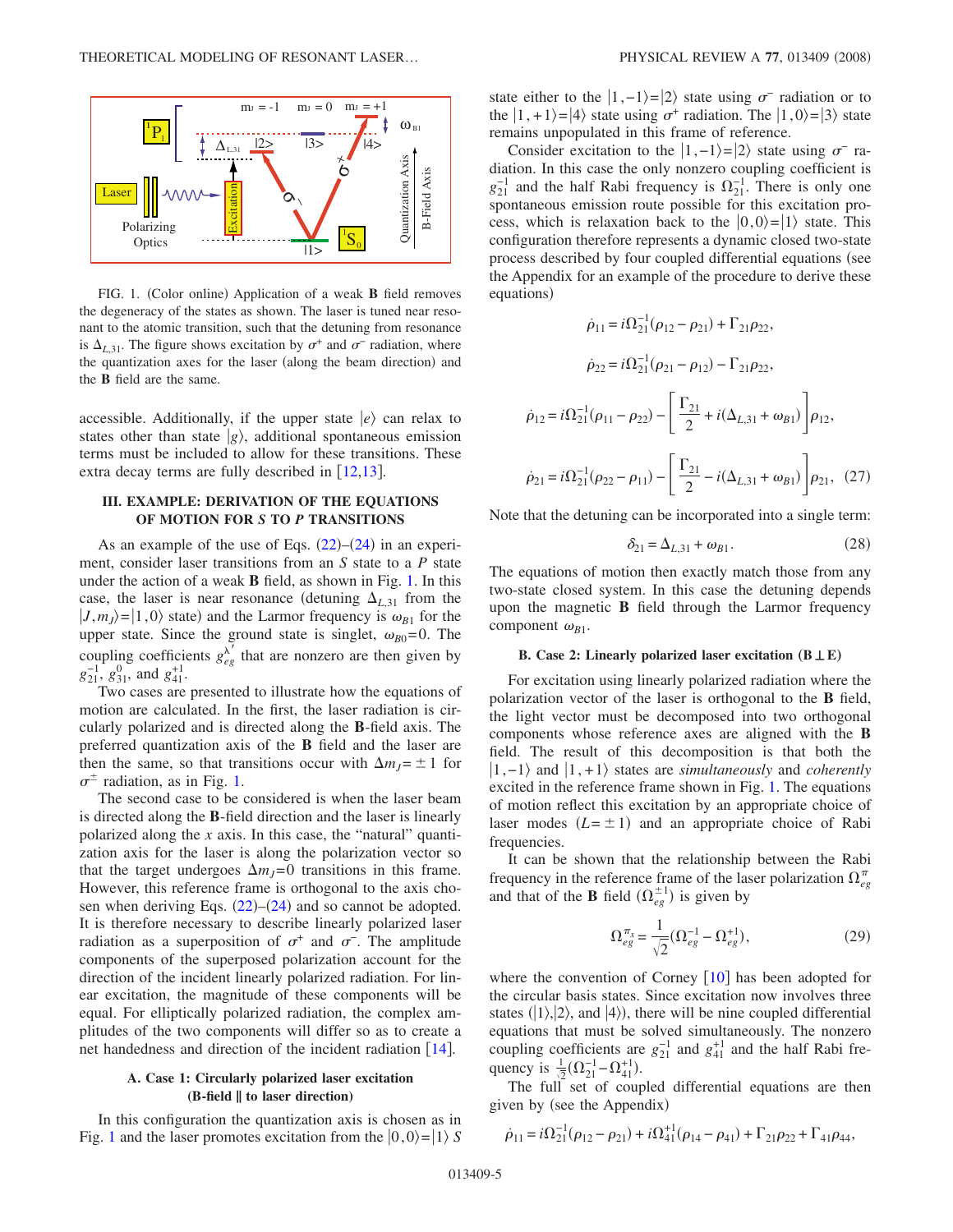FIG. 1. (Color online) Application of a weak **B** field removes the degeneracy of the states as shown. The laser is tuned near resonant to the atomic transition, such that the detuning from resonance is $\Delta_{L,31}$. The figure shows excitation by $\sigma^+$ and $\sigma^-$ radiation, where the quantization axes for the laser (along the beam direction) and the **B** field are the same.

accessible. Additionally, if the upper state $|e\rangle$ can relax to states other than state $|g\rangle$, additional spontaneous emission terms must be included to allow for these transitions. These extra decay terms are fully described in [12,13].

## III. EXAMPLE: DERIVATION OF THE EQUATIONS OF MOTION FOR *S* TO *P* TRANSITIONS

As an example of the use of Eqs. (22)–(24) in an experiment, consider laser transitions from an *S* state to a *P* state under the action of a weak **B** field, as shown in Fig. 1. In this case, the laser is near resonance (detuning $\Delta_{L,31}$ from the $|J,m_J\rangle=|1,0\rangle$ state) and the Larmor frequency is $\omega_{B1}$ for the upper state. Since the ground state is singlet, $\omega_{B0}=0$. The coupling coefficients $g_{eg}^{\lambda'}$ that are nonzero are then given by $g_{21}^{-1}$, $g_{31}^{0}$, and $g_{41}^{+1}$.

Two cases are presented to illustrate how the equations of motion are calculated. In the first, the laser radiation is circularly polarized and is directed along the **B**-field axis. The preferred quantization axis of the **B** field and the laser are then the same, so that transitions occur with $\Delta m_J = \pm 1$ for $\sigma^{\pm}$ radiation, as in Fig. 1.

The second case to be considered is when the laser beam is directed along the **B**-field direction and the laser is linearly polarized along the *x* axis. In this case, the "natural" quantization axis for the laser is along the polarization vector so that the target undergoes $\Delta m_J=0$ transitions in this frame. However, this reference frame is orthogonal to the axis chosen when deriving Eqs. (22)–(24) and so cannot be adopted. It is therefore necessary to describe linearly polarized laser radiation as a superposition of $\sigma^+$ and $\sigma^-$. The amplitude components of the superposed polarization account for the direction of the incident linearly polarized radiation. For linear excitation, the magnitude of these components will be equal. For elliptically polarized radiation, the complex amplitudes of the two components will differ so as to create a net handedness and direction of the incident radiation [14].

### A. Case 1: Circularly polarized laser excitation (B-field ∥ to laser direction)

In this configuration the quantization axis is chosen as in Fig. 1 and the laser promotes excitation from the $|0,0\rangle=|1\rangle$ *S* state either to the $|1,-1\rangle=|2\rangle$ state using $\sigma^-$ radiation or to the $|1,+1\rangle=|4\rangle$ state using $\sigma^+$ radiation. The $|1,0\rangle=|3\rangle$ state remains unpopulated in this frame of reference.

Consider excitation to the $|1,-1\rangle=|2\rangle$ state using $\sigma^-$ radiation. In this case the only nonzero coupling coefficient is $g_{21}^{-1}$ and the half Rabi frequency is $\Omega_{21}^{-1}$. There is only one spontaneous emission route possible for this excitation process, which is relaxation back to the $|0,0\rangle=|1\rangle$ state. This configuration therefore represents a dynamic closed two-state process described by four coupled differential equations (see the Appendix for an example of the procedure to derive these equations)

$$\dot{\rho}_{11} = i\Omega_{21}^{-1}(\rho_{12}-\rho_{21}) + \Gamma_{21}\rho_{22},$$

$$\dot{\rho}_{22} = i\Omega_{21}^{-1}(\rho_{21}-\rho_{12}) - \Gamma_{21}\rho_{22},$$

$$\dot{\rho}_{12} = i\Omega_{21}^{-1}(\rho_{11}-\rho_{22}) - \left[\frac{\Gamma_{21}}{2} + i(\Delta_{L,31}+\omega_{B1})\right]\rho_{12},$$

$$\dot{\rho}_{21} = i\Omega_{21}^{-1}(\rho_{22}-\rho_{11}) - \left[\frac{\Gamma_{21}}{2} - i(\Delta_{L,31}+\omega_{B1})\right]\rho_{21}, \quad (27)$$

Note that the detuning can be incorporated into a single term:

$$\delta_{21} = \Delta_{L,31} + \omega_{B1}. \quad (28)$$

The equations of motion then exactly match those from any two-state closed system. In this case the detuning depends upon the magnetic **B** field through the Larmor frequency component $\omega_{B1}$.

### B. Case 2: Linearly polarized laser excitation (B ⊥ E)

For excitation using linearly polarized radiation where the polarization vector of the laser is orthogonal to the **B** field, the light vector must be decomposed into two orthogonal components whose reference axes are aligned with the **B** field. The result of this decomposition is that both the $|1,-1\rangle$ and $|1,+1\rangle$ states are *simultaneously* and *coherently* excited in the reference frame shown in Fig. 1. The equations of motion reflect this excitation by an appropriate choice of laser modes ($L=\pm 1$) and an appropriate choice of Rabi frequencies.

It can be shown that the relationship between the Rabi frequency in the reference frame of the laser polarization $\Omega_{eg}^{\pi}$ and that of the **B** field ($\Omega_{eg}^{\pm 1}$) is given by

$$\Omega_{eg}^{\pi_x} = \frac{1}{\sqrt{2}}(\Omega_{eg}^{-1} - \Omega_{eg}^{+1}), \quad (29)$$

where the convention of Corney [10] has been adopted for the circular basis states. Since excitation now involves three states ($|1\rangle$,$|2\rangle$, and $|4\rangle$), there will be nine coupled differential equations that must be solved simultaneously. The nonzero coupling coefficients are $g_{21}^{-1}$ and $g_{41}^{+1}$ and the half Rabi frequency is $\frac{1}{\sqrt{2}}(\Omega_{21}^{-1}-\Omega_{41}^{+1})$.

The full set of coupled differential equations are then given by (see the Appendix)

$$\dot{\rho}_{11} = i\Omega_{21}^{-1}(\rho_{12}-\rho_{21}) + i\Omega_{41}^{+1}(\rho_{14}-\rho_{41}) + \Gamma_{21}\rho_{22} + \Gamma_{41}\rho_{44},$$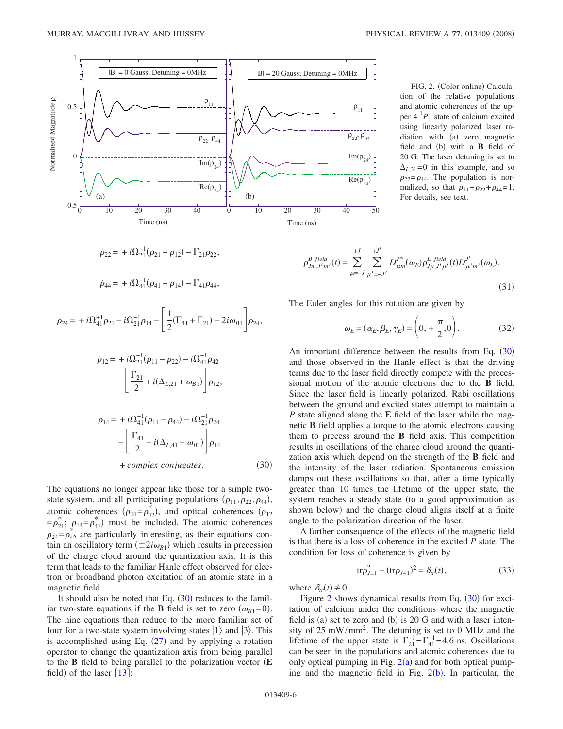FIG. 2. (Color online) Calculation of the relative populations and atomic coherences of the upper $4\,^1P_1$ state of calcium excited using linearly polarized laser radiation with (a) zero magnetic field and (b) with a **B** field of 20 G. The laser detuning is set to $\Delta_{L,31}=0$ in this example, and so $\rho_{22}=\rho_{44}$. The population is normalized, so that $\rho_{11}+\rho_{22}+\rho_{44}=1$. For details, see text.

$$\dot{\rho}_{22} = +i\Omega_{21}^{-1}(\rho_{21}-\rho_{12}) - \Gamma_{21}\rho_{22},$$

$$\dot{\rho}_{44} = +i\Omega_{41}^{+1}(\rho_{41}-\rho_{14}) - \Gamma_{41}\rho_{44},$$

$$\dot{\rho}_{24} = +i\Omega_{41}^{+1}\rho_{21} - i\Omega_{21}^{-1}\rho_{14} - \left[\frac{1}{2}(\Gamma_{41}+\Gamma_{21}) - 2i\omega_{B1}\right]\rho_{24},$$

$$\dot{\rho}_{12} = +i\Omega_{21}^{-1}(\rho_{11}-\rho_{22}) - i\Omega_{41}^{+1}\rho_{42} - \left[\frac{\Gamma_{21}}{2} + i(\Delta_{L,21}+\omega_{B1})\right]\rho_{12},$$

$$\dot{\rho}_{14} = +i\Omega_{41}^{+1}(\rho_{11}-\rho_{44}) - i\Omega_{21}^{-1}\rho_{24} - \left[\frac{\Gamma_{41}}{2} + i(\Delta_{L,41}-\omega_{B1})\right]\rho_{14} + \textit{complex conjugates}. \tag{30}$$

The equations no longer appear like those for a simple two-state system, and all participating populations $(\rho_{11},\rho_{22},\rho_{44})$, atomic coherences $(\rho_{24}=\rho_{42}^*)$, and optical coherences $(\rho_{12}=\rho_{21}^*;\ \rho_{14}=\rho_{41}^*)$ must be included. The atomic coherences $\rho_{24}=\rho_{42}^*$ are particularly interesting, as their equations contain an oscillatory term $(\pm 2i\omega_{B1})$ which results in precession of the charge cloud around the quantization axis. It is this term that leads to the familiar Hanle effect observed for electron or broadband photon excitation of an atomic state in a magnetic field.

It should also be noted that Eq. (30) reduces to the familiar two-state equations if the **B** field is set to zero $(\omega_{B1}=0)$. The nine equations then reduce to the more familiar set of four for a two-state system involving states $|1\rangle$ and $|3\rangle$. This is accomplished using Eq. (27) and by applying a rotation operator to change the quantization axis from being parallel to the **B** field to being parallel to the polarization vector (**E** field) of the laser [13]:

$$\rho^{B\ field}_{Jm,J'm'}(t) = \sum_{\mu=-J}^{+J}\sum_{\mu'=-J'}^{+J'} D^{J^*}_{\mu m}(\omega_E)\rho^{E\ field}_{J\mu,J'\mu'}(t)D^{J'}_{\mu' m'}(\omega_E). \tag{31}$$

The Euler angles for this rotation are given by

$$\omega_E = (\alpha_E,\beta_E,\gamma_E) = \left(0,+\frac{\pi}{2},0\right). \tag{32}$$

An important difference between the results from Eq. (30) and those observed in the Hanle effect is that the driving terms due to the laser field directly compete with the precessional motion of the atomic electrons due to the **B** field. Since the laser field is linearly polarized, Rabi oscillations between the ground and excited states attempt to maintain a $P$ state aligned along the **E** field of the laser while the magnetic **B** field applies a torque to the atomic electrons causing them to precess around the **B** field axis. This competition results in oscillations of the charge cloud around the quantization axis which depend on the strength of the **B** field and the intensity of the laser radiation. Spontaneous emission damps out these oscillations so that, after a time typically greater than 10 times the lifetime of the upper state, the system reaches a steady state (to a good approximation as shown below) and the charge cloud aligns itself at a finite angle to the polarization direction of the laser.

A further consequence of the effects of the magnetic field is that there is a loss of coherence in the excited $P$ state. The condition for loss of coherence is given by

$$\text{tr}\rho^2_{J=1} - (\text{tr}\rho_{J=1})^2 = \delta_{tr}(t), \tag{33}$$

where $\delta_{tr}(t)\neq 0$.

Figure 2 shows dynamical results from Eq. (30) for excitation of calcium under the conditions where the magnetic field is (a) set to zero and (b) is 20 G and with a laser intensity of 25 mW/mm$^2$. The detuning is set to 0 MHz and the lifetime of the upper state is $\Gamma_{21}^{-1}=\Gamma_{41}^{-1}=4.6$ ns. Oscillations can be seen in the populations and atomic coherences due to only optical pumping in Fig. 2(a) and for both optical pumping and the magnetic field in Fig. 2(b). In particular, the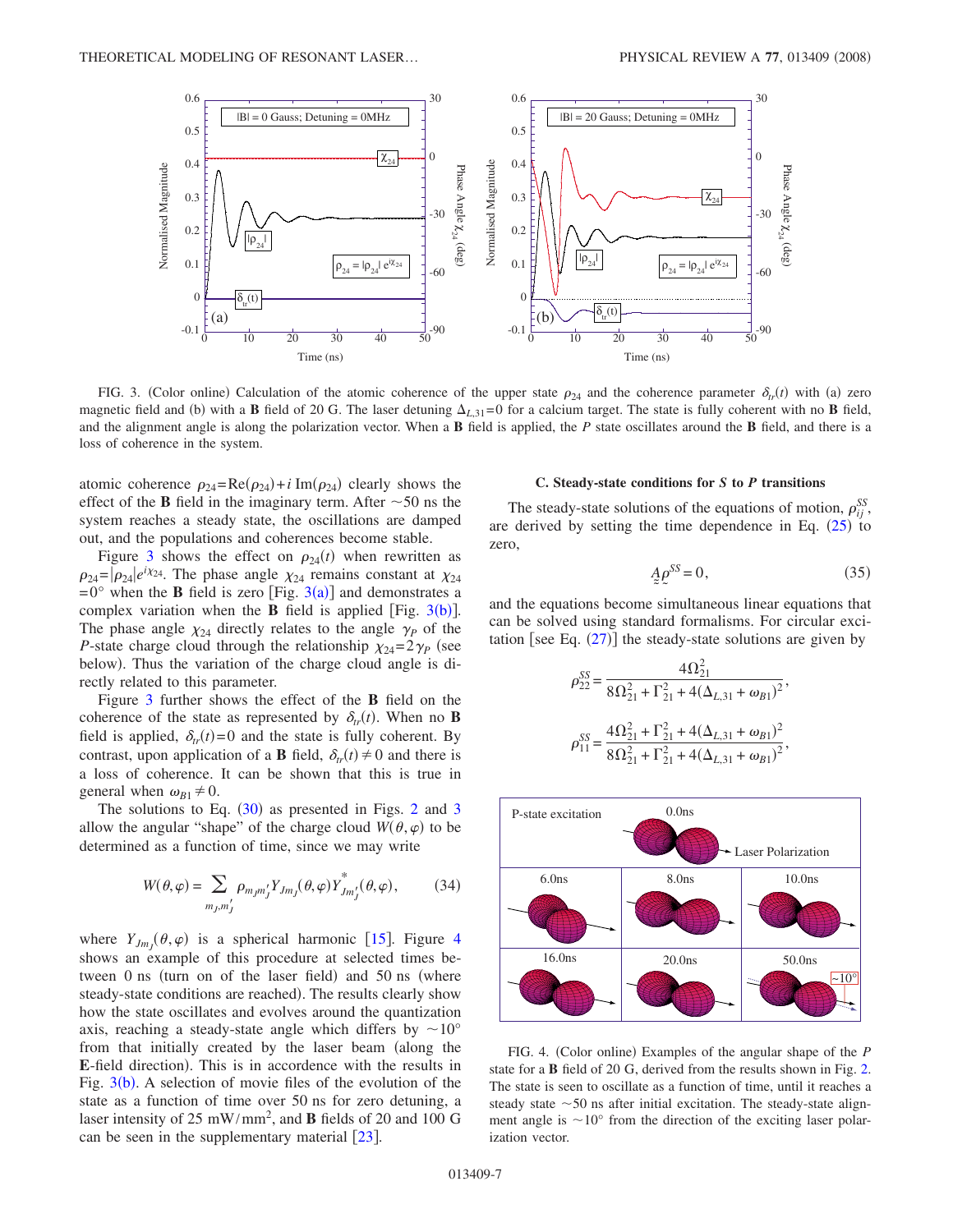FIG. 3. (Color online) Calculation of the atomic coherence of the upper state $\rho_{24}$ and the coherence parameter $\delta_{tr}(t)$ with (a) zero magnetic field and (b) with a **B** field of 20 G. The laser detuning $\Delta_{L,31}=0$ for a calcium target. The state is fully coherent with no **B** field, and the alignment angle is along the polarization vector. When a **B** field is applied, the *P* state oscillates around the **B** field, and there is a loss of coherence in the system.

atomic coherence $\rho_{24}=\mathrm{Re}(\rho_{24})+i\,\mathrm{Im}(\rho_{24})$ clearly shows the effect of the **B** field in the imaginary term. After ~50 ns the system reaches a steady state, the oscillations are damped out, and the populations and coherences become stable.

Figure 3 shows the effect on $\rho_{24}(t)$ when rewritten as $\rho_{24}=|\rho_{24}|e^{i\chi_{24}}$. The phase angle $\chi_{24}$ remains constant at $\chi_{24}=0°$ when the **B** field is zero [Fig. 3(a)] and demonstrates a complex variation when the **B** field is applied [Fig. 3(b)]. The phase angle $\chi_{24}$ directly relates to the angle $\gamma_P$ of the *P*-state charge cloud through the relationship $\chi_{24}=2\gamma_P$ (see below). Thus the variation of the charge cloud angle is directly related to this parameter.

Figure 3 further shows the effect of the **B** field on the coherence of the state as represented by $\delta_{tr}(t)$. When no **B** field is applied, $\delta_{tr}(t)=0$ and the state is fully coherent. By contrast, upon application of a **B** field, $\delta_{tr}(t)\neq 0$ and there is a loss of coherence. It can be shown that this is true in general when $\omega_{B1}\neq 0$.

The solutions to Eq. (30) as presented in Figs. 2 and 3 allow the angular "shape" of the charge cloud $W(\theta,\varphi)$ to be determined as a function of time, since we may write

$$W(\theta,\varphi)=\sum_{m_J,m_J'}\rho_{m_J m_J'}Y_{Jm_J}(\theta,\varphi)Y^*_{Jm_J'}(\theta,\varphi), \tag{34}$$

where $Y_{Jm_J}(\theta,\varphi)$ is a spherical harmonic [15]. Figure 4 shows an example of this procedure at selected times between 0 ns (turn on of the laser field) and 50 ns (where steady-state conditions are reached). The results clearly show how the state oscillates and evolves around the quantization axis, reaching a steady-state angle which differs by ~10° from that initially created by the laser beam (along the **E**-field direction). This is in accordance with the results in Fig. 3(b). A selection of movie files of the evolution of the state as a function of time over 50 ns for zero detuning, a laser intensity of 25 mW/mm$^2$, and **B** fields of 20 and 100 G can be seen in the supplementary material [23].

### C. Steady-state conditions for *S* to *P* transitions

The steady-state solutions of the equations of motion, $\rho_{ij}^{SS}$, are derived by setting the time dependence in Eq. (25) to zero,

$$\underset{\approx}{A}\rho^{SS}=0, \tag{35}$$

and the equations become simultaneous linear equations that can be solved using standard formalisms. For circular excitation [see Eq. (27)] the steady-state solutions are given by

$$\rho_{22}^{SS}=\frac{4\Omega_{21}^2}{8\Omega_{21}^2+\Gamma_{21}^2+4(\Delta_{L,31}+\omega_{B1})^2},$$

$$\rho_{11}^{SS}=\frac{4\Omega_{21}^2+\Gamma_{21}^2+4(\Delta_{L,31}+\omega_{B1})^2}{8\Omega_{21}^2+\Gamma_{21}^2+4(\Delta_{L,31}+\omega_{B1})^2},$$

FIG. 4. (Color online) Examples of the angular shape of the *P* state for a **B** field of 20 G, derived from the results shown in Fig. 2. The state is seen to oscillate as a function of time, until it reaches a steady state ~50 ns after initial excitation. The steady-state alignment angle is ~10° from the direction of the exciting laser polarization vector.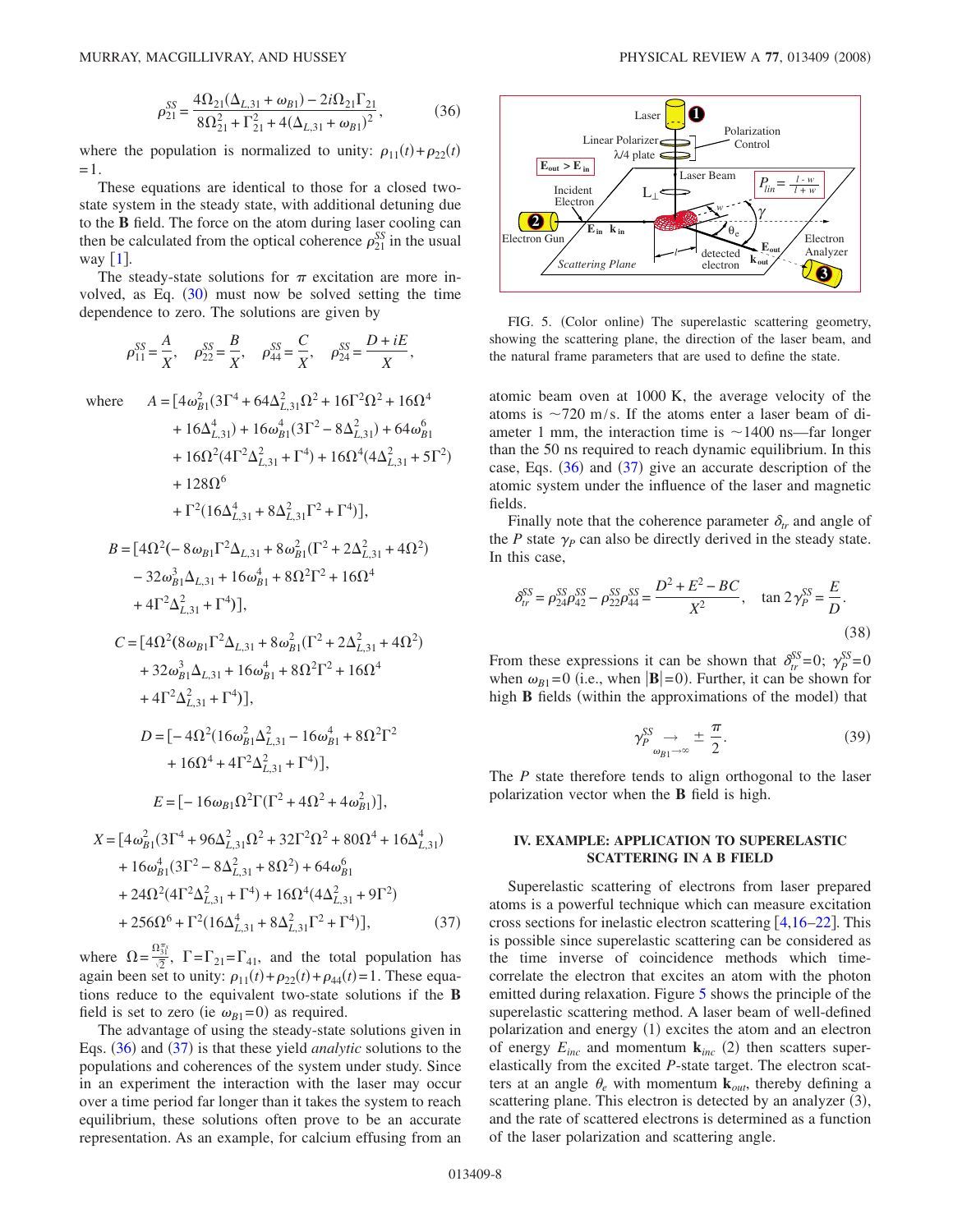$$\rho_{21}^{SS} = \frac{4\Omega_{21}(\Delta_{L,31} + \omega_{B1}) - 2i\Omega_{21}\Gamma_{21}}{8\Omega_{21}^2 + \Gamma_{21}^2 + 4(\Delta_{L,31} + \omega_{B1})^2}, \tag{36}$$

where the population is normalized to unity: $\rho_{11}(t) + \rho_{22}(t) = 1$.

These equations are identical to those for a closed two-state system in the steady state, with additional detuning due to the **B** field. The force on the atom during laser cooling can then be calculated from the optical coherence $\rho_{21}^{SS}$ in the usual way [1].

The steady-state solutions for $\pi$ excitation are more involved, as Eq. (30) must now be solved setting the time dependence to zero. The solutions are given by

$$\rho_{11}^{SS} = \frac{A}{X}, \quad \rho_{22}^{SS} = \frac{B}{X}, \quad \rho_{44}^{SS} = \frac{C}{X}, \quad \rho_{24}^{SS} = \frac{D + iE}{X},$$

where

$$\begin{aligned}
A = [&4\omega_{B1}^2(3\Gamma^4 + 64\Delta_{L,31}^2\Omega^2 + 16\Gamma^2\Omega^2 + 16\Omega^4 \\
&+ 16\Delta_{L,31}^4) + 16\omega_{B1}^4(3\Gamma^2 - 8\Delta_{L,31}^2) + 64\omega_{B1}^6 \\
&+ 16\Omega^2(4\Gamma^2\Delta_{L,31}^2 + \Gamma^4) + 16\Omega^4(4\Delta_{L,31}^2 + 5\Gamma^2) \\
&+ 128\Omega^6 \\
&+ \Gamma^2(16\Delta_{L,31}^4 + 8\Delta_{L,31}^2\Gamma^2 + \Gamma^4)],
\end{aligned}$$

$$\begin{aligned}
B = [&4\Omega^2(-8\omega_{B1}\Gamma^2\Delta_{L,31} + 8\omega_{B1}^2(\Gamma^2 + 2\Delta_{L,31}^2 + 4\Omega^2) \\
&- 32\omega_{B1}^3\Delta_{L,31} + 16\omega_{B1}^4 + 8\Omega^2\Gamma^2 + 16\Omega^4 \\
&+ 4\Gamma^2\Delta_{L,31}^2 + \Gamma^4)],
\end{aligned}$$

$$\begin{aligned}
C = [&4\Omega^2(8\omega_{B1}\Gamma^2\Delta_{L,31} + 8\omega_{B1}^2(\Gamma^2 + 2\Delta_{L,31}^2 + 4\Omega^2) \\
&+ 32\omega_{B1}^3\Delta_{L,31} + 16\omega_{B1}^4 + 8\Omega^2\Gamma^2 + 16\Omega^4 \\
&+ 4\Gamma^2\Delta_{L,31}^2 + \Gamma^4)],
\end{aligned}$$

$$\begin{aligned}
D = [&-4\Omega^2(16\omega_{B1}^2\Delta_{L,31}^2 - 16\omega_{B1}^4 + 8\Omega^2\Gamma^2 \\
&+ 16\Omega^4 + 4\Gamma^2\Delta_{L,31}^2 + \Gamma^4)],
\end{aligned}$$

$$E = [-16\omega_{B1}\Omega^2\Gamma(\Gamma^2 + 4\Omega^2 + 4\omega_{B1}^2)],$$

$$\begin{aligned}
X = [&4\omega_{B1}^2(3\Gamma^4 + 96\Delta_{L,31}^2\Omega^2 + 32\Gamma^2\Omega^2 + 80\Omega^4 + 16\Delta_{L,31}^4) \\
&+ 16\omega_{B1}^4(3\Gamma^2 - 8\Delta_{L,31}^2 + 8\Omega^2) + 64\omega_{B1}^6 \\
&+ 24\Omega^2(4\Gamma^2\Delta_{L,31}^2 + \Gamma^4) + 16\Omega^4(4\Delta_{L,31}^2 + 9\Gamma^2) \\
&+ 256\Omega^6 + \Gamma^2(16\Delta_{L,31}^4 + 8\Delta_{L,31}^2\Gamma^2 + \Gamma^4)],
\end{aligned} \tag{37}$$

where $\Omega = \frac{\Omega_{31}^{\pi_y}}{\sqrt{2}}$, $\Gamma = \Gamma_{21} = \Gamma_{41}$, and the total population has again been set to unity: $\rho_{11}(t) + \rho_{22}(t) + \rho_{44}(t) = 1$. These equations reduce to the equivalent two-state solutions if the **B** field is set to zero (ie $\omega_{B1} = 0$) as required.

The advantage of using the steady-state solutions given in Eqs. (36) and (37) is that these yield *analytic* solutions to the populations and coherences of the system under study. Since in an experiment the interaction with the laser may occur over a time period far longer than it takes the system to reach equilibrium, these solutions often prove to be an accurate representation. As an example, for calcium effusing from an atomic beam oven at 1000 K, the average velocity of the atoms is ~720 m/s. If the atoms enter a laser beam of diameter 1 mm, the interaction time is ~1400 ns—far longer than the 50 ns required to reach dynamic equilibrium. In this case, Eqs. (36) and (37) give an accurate description of the atomic system under the influence of the laser and magnetic fields.

Finally note that the coherence parameter $\delta_{tr}$ and angle of the $P$ state $\gamma_P$ can also be directly derived in the steady state. In this case,

$$\delta_{tr}^{SS} = \rho_{24}^{SS}\rho_{42}^{SS} - \rho_{22}^{SS}\rho_{44}^{SS} = \frac{D^2 + E^2 - BC}{X^2}, \quad \tan 2\gamma_P^{SS} = \frac{E}{D}. \tag{38}$$

From these expressions it can be shown that $\delta_{tr}^{SS} = 0$; $\gamma_P^{SS} = 0$ when $\omega_{B1} = 0$ (i.e., when $|\mathbf{B}| = 0$). Further, it can be shown for high **B** fields (within the approximations of the model) that

$$\gamma_P^{SS} \underset{\omega_{B1} \to \infty}{\to} \pm \frac{\pi}{2}. \tag{39}$$

The $P$ state therefore tends to align orthogonal to the laser polarization vector when the **B** field is high.

FIG. 5. (Color online) The superelastic scattering geometry, showing the scattering plane, the direction of the laser beam, and the natural frame parameters that are used to define the state.

## IV. EXAMPLE: APPLICATION TO SUPERELASTIC SCATTERING IN A B FIELD

Superelastic scattering of electrons from laser prepared atoms is a powerful technique which can measure excitation cross sections for inelastic electron scattering [4,16–22]. This is possible since superelastic scattering can be considered as the time inverse of coincidence methods which time-correlate the electron that excites an atom with the photon emitted during relaxation. Figure 5 shows the principle of the superelastic scattering method. A laser beam of well-defined polarization and energy (1) excites the atom and an electron of energy $E_{inc}$ and momentum $\mathbf{k}_{inc}$ (2) then scatters superelastically from the excited $P$-state target. The electron scatters at an angle $\theta_e$ with momentum $\mathbf{k}_{out}$, thereby defining a scattering plane. This electron is detected by an analyzer (3), and the rate of scattered electrons is determined as a function of the laser polarization and scattering angle.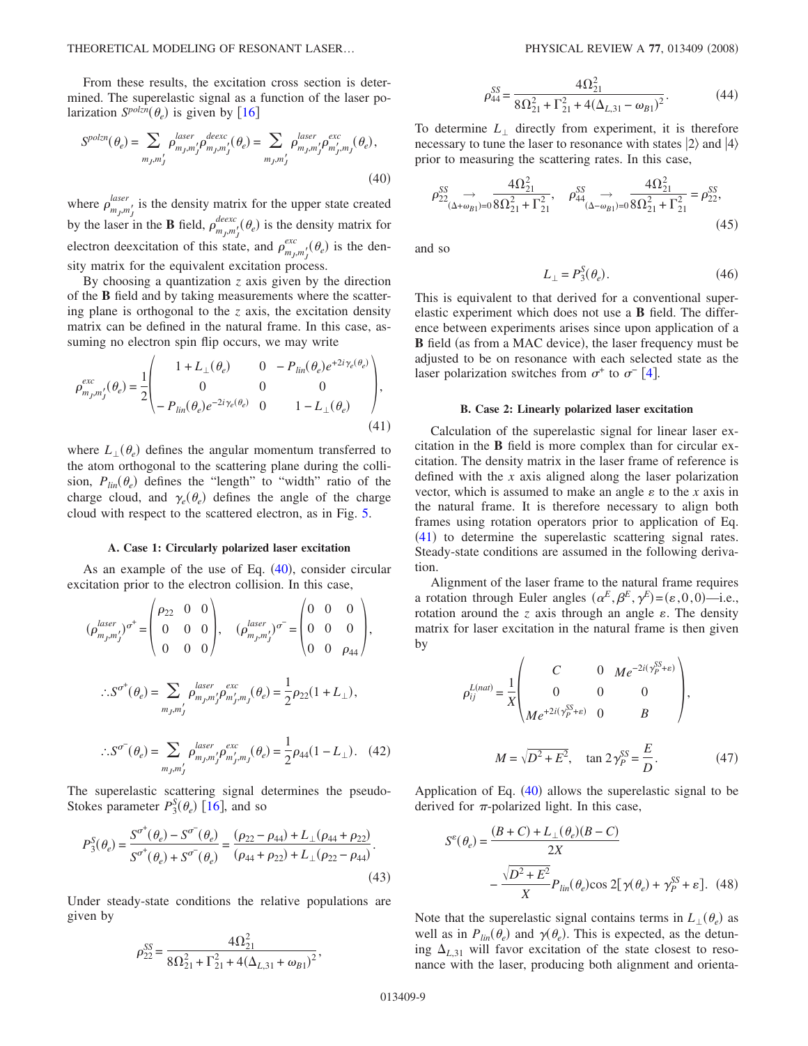From these results, the excitation cross section is determined. The superelastic signal as a function of the laser polarization $S^{polzn}(\theta_e)$ is given by [16]

$$S^{polzn}(\theta_e) = \sum_{m_J,m_J'} \rho^{laser}_{m_J,m_J'} \rho^{deexc}_{m_J,m_J'}(\theta_e) = \sum_{m_J,m_J'} \rho^{laser}_{m_J,m_J'} \rho^{exc}_{m_J',m_J}(\theta_e), \tag{40}$$

where $\rho^{laser}_{m_J,m_J'}$ is the density matrix for the upper state created by the laser in the **B** field, $\rho^{deexc}_{m_J,m_J'}(\theta_e)$ is the density matrix for electron deexcitation of this state, and $\rho^{exc}_{m_J,m_J'}(\theta_e)$ is the density matrix for the equivalent excitation process.

By choosing a quantization $z$ axis given by the direction of the **B** field and by taking measurements where the scattering plane is orthogonal to the $z$ axis, the excitation density matrix can be defined in the natural frame. In this case, assuming no electron spin flip occurs, we may write

$$\rho^{exc}_{m_J,m_J'}(\theta_e) = \frac{1}{2}\begin{pmatrix} 1 + L_\perp(\theta_e) & 0 & -P_{lin}(\theta_e)e^{+2i\gamma_e(\theta_e)} \\ 0 & 0 & 0 \\ -P_{lin}(\theta_e)e^{-2i\gamma_e(\theta_e)} & 0 & 1 - L_\perp(\theta_e) \end{pmatrix}, \tag{41}$$

where $L_\perp(\theta_e)$ defines the angular momentum transferred to the atom orthogonal to the scattering plane during the collision, $P_{lin}(\theta_e)$ defines the "length" to "width" ratio of the charge cloud, and $\gamma_e(\theta_e)$ defines the angle of the charge cloud with respect to the scattered electron, as in Fig. 5.

### A. Case 1: Circularly polarized laser excitation

As an example of the use of Eq. (40), consider circular excitation prior to the electron collision. In this case,

$$(\rho^{laser}_{m_J,m_J'})^{\sigma^+} = \begin{pmatrix} \rho_{22} & 0 & 0 \\ 0 & 0 & 0 \\ 0 & 0 & 0 \end{pmatrix}, \quad (\rho^{laser}_{m_J,m_J'})^{\sigma^-} = \begin{pmatrix} 0 & 0 & 0 \\ 0 & 0 & 0 \\ 0 & 0 & \rho_{44} \end{pmatrix},$$

$$\therefore S^{\sigma^+}(\theta_e) = \sum_{m_J,m_J'} \rho^{laser}_{m_J,m_J'} \rho^{exc}_{m_J',m_J}(\theta_e) = \frac{1}{2}\rho_{22}(1 + L_\perp),$$

$$\therefore S^{\sigma^-}(\theta_e) = \sum_{m_J,m_J'} \rho^{laser}_{m_J,m_J'} \rho^{exc}_{m_J',m_J}(\theta_e) = \frac{1}{2}\rho_{44}(1 - L_\perp). \tag{42}$$

The superelastic scattering signal determines the pseudo-Stokes parameter $P_3^S(\theta_e)$ [16], and so

$$P_3^S(\theta_e) = \frac{S^{\sigma^+}(\theta_e) - S^{\sigma^-}(\theta_e)}{S^{\sigma^+}(\theta_e) + S^{\sigma^-}(\theta_e)} = \frac{(\rho_{22} - \rho_{44}) + L_\perp(\rho_{44} + \rho_{22})}{(\rho_{44} + \rho_{22}) + L_\perp(\rho_{22} - \rho_{44})}. \tag{43}$$

Under steady-state conditions the relative populations are given by

$$\rho_{22}^{SS} = \frac{4\Omega_{21}^2}{8\Omega_{21}^2 + \Gamma_{21}^2 + 4(\Delta_{L,31} + \omega_{B1})^2},$$

$$\rho_{44}^{SS} = \frac{4\Omega_{21}^2}{8\Omega_{21}^2 + \Gamma_{21}^2 + 4(\Delta_{L,31} - \omega_{B1})^2}. \tag{44}$$

To determine $L_\perp$ directly from experiment, it is therefore necessary to tune the laser to resonance with states $|2\rangle$ and $|4\rangle$ prior to measuring the scattering rates. In this case,

$$\rho_{22}^{SS} \underset{(\Delta+\omega_{B1})=0}{\rightarrow} \frac{4\Omega_{21}^2}{8\Omega_{21}^2 + \Gamma_{21}^2}, \quad \rho_{44}^{SS} \underset{(\Delta-\omega_{B1})=0}{\rightarrow} \frac{4\Omega_{21}^2}{8\Omega_{21}^2 + \Gamma_{21}^2} = \rho_{22}^{SS}, \tag{45}$$

and so

$$L_\perp = P_3^S(\theta_e). \tag{46}$$

This is equivalent to that derived for a conventional superelastic experiment which does not use a **B** field. The difference between experiments arises since upon application of a **B** field (as from a MAC device), the laser frequency must be adjusted to be on resonance with each selected state as the laser polarization switches from $\sigma^+$ to $\sigma^-$ [4].

### B. Case 2: Linearly polarized laser excitation

Calculation of the superelastic signal for linear laser excitation in the **B** field is more complex than for circular excitation. The density matrix in the laser frame of reference is defined with the $x$ axis aligned along the laser polarization vector, which is assumed to make an angle $\varepsilon$ to the $x$ axis in the natural frame. It is therefore necessary to align both frames using rotation operators prior to application of Eq. (41) to determine the superelastic scattering signal rates. Steady-state conditions are assumed in the following derivation.

Alignment of the laser frame to the natural frame requires a rotation through Euler angles $(\alpha^E, \beta^E, \gamma^E) = (\varepsilon, 0, 0)$—i.e., rotation around the $z$ axis through an angle $\varepsilon$. The density matrix for laser excitation in the natural frame is then given by

$$\rho_{ij}^{L(nat)} = \frac{1}{X}\begin{pmatrix} C & 0 & Me^{-2i(\gamma_P^{SS}+\varepsilon)} \\ 0 & 0 & 0 \\ Me^{+2i(\gamma_P^{SS}+\varepsilon)} & 0 & B \end{pmatrix},$$

$$M = \sqrt{D^2 + E^2}, \quad \tan 2\gamma_P^{SS} = \frac{E}{D}. \tag{47}$$

Application of Eq. (40) allows the superelastic signal to be derived for $\pi$-polarized light. In this case,

$$S^\varepsilon(\theta_e) = \frac{(B + C) + L_\perp(\theta_e)(B - C)}{2X} - \frac{\sqrt{D^2 + E^2}}{X} P_{lin}(\theta_e)\cos 2[\gamma(\theta_e) + \gamma_P^{SS} + \varepsilon]. \tag{48}$$

Note that the superelastic signal contains terms in $L_\perp(\theta_e)$ as well as in $P_{lin}(\theta_e)$ and $\gamma(\theta_e)$. This is expected, as the detuning $\Delta_{L,31}$ will favor excitation of the state closest to resonance with the laser, producing both alignment and orienta-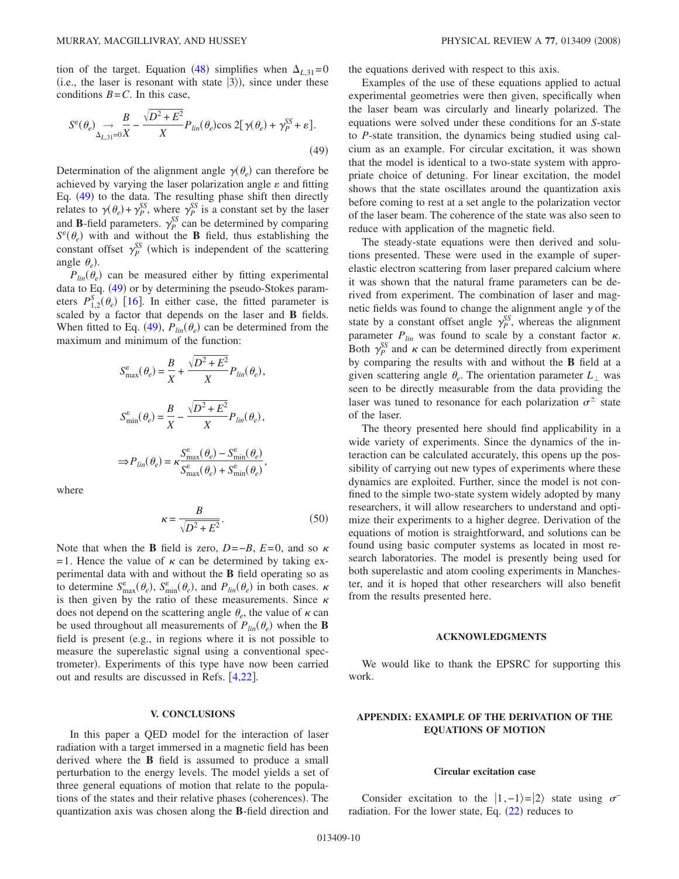tion of the target. Equation (48) simplifies when $\Delta_{L,31}=0$ (i.e., the laser is resonant with state $|3\rangle$), since under these conditions $B=C$. In this case,

$$S^{\varepsilon}(\theta_e) \underset{\Delta_{L,31}=0}{\rightarrow} \frac{B}{X} - \frac{\sqrt{D^2+E^2}}{X} P_{lin}(\theta_e)\cos 2[\gamma(\theta_e)+\gamma_P^{SS}+\varepsilon]. \tag{49}$$

Determination of the alignment angle $\gamma(\theta_e)$ can therefore be achieved by varying the laser polarization angle $\varepsilon$ and fitting Eq. (49) to the data. The resulting phase shift then directly relates to $\gamma(\theta_e)+\gamma_P^{SS}$, where $\gamma_P^{SS}$ is a constant set by the laser and **B**-field parameters. $\gamma_P^{SS}$ can be determined by comparing $S^{\varepsilon}(\theta_e)$ with and without the **B** field, thus establishing the constant offset $\gamma_P^{SS}$ (which is independent of the scattering angle $\theta_e$).

$P_{lin}(\theta_e)$ can be measured either by fitting experimental data to Eq. (49) or by determining the pseudo-Stokes parameters $P_{1,2}^S(\theta_e)$ [16]. In either case, the fitted parameter is scaled by a factor that depends on the laser and **B** fields. When fitted to Eq. (49), $P_{lin}(\theta_e)$ can be determined from the maximum and minimum of the function:

$$S_{\max}^{\varepsilon}(\theta_e) = \frac{B}{X} + \frac{\sqrt{D^2+E^2}}{X} P_{lin}(\theta_e),$$

$$S_{\min}^{\varepsilon}(\theta_e) = \frac{B}{X} - \frac{\sqrt{D^2+E^2}}{X} P_{lin}(\theta_e),$$

$$\Rightarrow P_{lin}(\theta_e) = \kappa \frac{S_{\max}^{\varepsilon}(\theta_e) - S_{\min}^{\varepsilon}(\theta_e)}{S_{\max}^{\varepsilon}(\theta_e) + S_{\min}^{\varepsilon}(\theta_e)},$$

where

$$\kappa = \frac{B}{\sqrt{D^2+E^2}}. \tag{50}$$

Note that when the **B** field is zero, $D=-B$, $E=0$, and so $\kappa=1$. Hence the value of $\kappa$ can be determined by taking experimental data with and without the **B** field operating so as to determine $S_{\max}^{\varepsilon}(\theta_e)$, $S_{\min}^{\varepsilon}(\theta_e)$, and $P_{lin}(\theta_e)$ in both cases. $\kappa$ is then given by the ratio of these measurements. Since $\kappa$ does not depend on the scattering angle $\theta_e$, the value of $\kappa$ can be used throughout all measurements of $P_{lin}(\theta_e)$ when the **B** field is present (e.g., in regions where it is not possible to measure the superelastic signal using a conventional spectrometer). Experiments of this type have now been carried out and results are discussed in Refs. [4,22].

## V. CONCLUSIONS

In this paper a QED model for the interaction of laser radiation with a target immersed in a magnetic field has been derived where the **B** field is assumed to produce a small perturbation to the energy levels. The model yields a set of three general equations of motion that relate to the populations of the states and their relative phases (coherences). The quantization axis was chosen along the **B**-field direction and the equations derived with respect to this axis.

Examples of the use of these equations applied to actual experimental geometries were then given, specifically when the laser beam was circularly and linearly polarized. The equations were solved under these conditions for an *S*-state to *P*-state transition, the dynamics being studied using calcium as an example. For circular excitation, it was shown that the model is identical to a two-state system with appropriate choice of detuning. For linear excitation, the model shows that the state oscillates around the quantization axis before coming to rest at a set angle to the polarization vector of the laser beam. The coherence of the state was also seen to reduce with application of the magnetic field.

The steady-state equations were then derived and solutions presented. These were used in the example of superelastic electron scattering from laser prepared calcium where it was shown that the natural frame parameters can be derived from experiment. The combination of laser and magnetic fields was found to change the alignment angle $\gamma$ of the state by a constant offset angle $\gamma_P^{SS}$, whereas the alignment parameter $P_{lin}$ was found to scale by a constant factor $\kappa$. Both $\gamma_P^{SS}$ and $\kappa$ can be determined directly from experiment by comparing the results with and without the **B** field at a given scattering angle $\theta_e$. The orientation parameter $L_\perp$ was seen to be directly measurable from the data providing the laser was tuned to resonance for each polarization $\sigma^{\pm}$ state of the laser.

The theory presented here should find applicability in a wide variety of experiments. Since the dynamics of the interaction can be calculated accurately, this opens up the possibility of carrying out new types of experiments where these dynamics are exploited. Further, since the model is not confined to the simple two-state system widely adopted by many researchers, it will allow researchers to understand and optimize their experiments to a higher degree. Derivation of the equations of motion is straightforward, and solutions can be found using basic computer systems as located in most research laboratories. The model is presently being used for both superelastic and atom cooling experiments in Manchester, and it is hoped that other researchers will also benefit from the results presented here.

## ACKNOWLEDGMENTS

We would like to thank the EPSRC for supporting this work.

## APPENDIX: EXAMPLE OF THE DERIVATION OF THE EQUATIONS OF MOTION

### Circular excitation case

Consider excitation to the $|1,-1\rangle=|2\rangle$ state using $\sigma^-$ radiation. For the lower state, Eq. (22) reduces to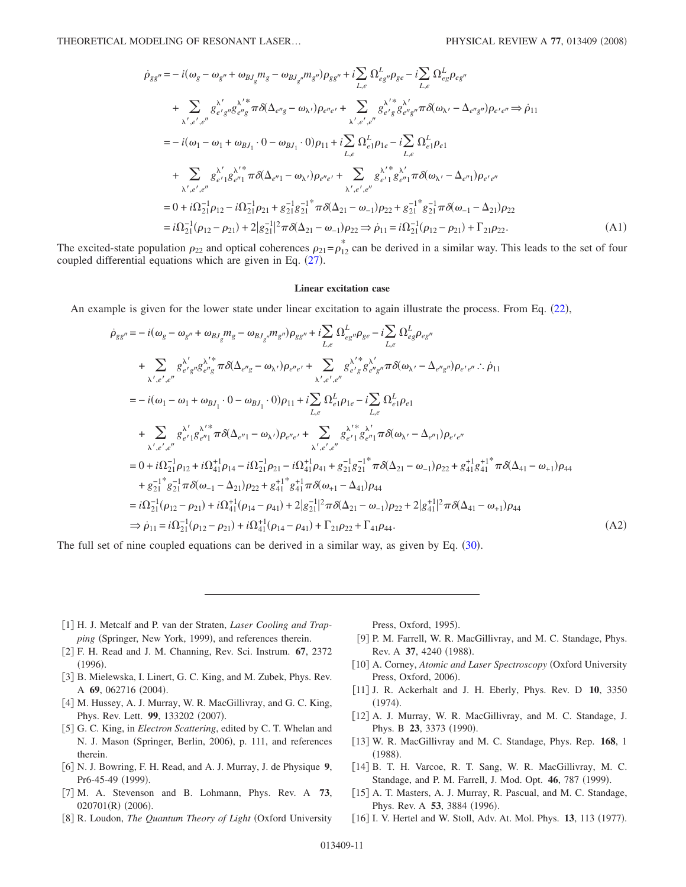$$
\begin{aligned}
\dot{\rho}_{gg''} &= -i(\omega_g - \omega_{g''} + \omega_{BJ_g} m_g - \omega_{BJ_{g''}} m_{g''})\rho_{gg''} + i\sum_{L,e} \Omega^L_{eg''}\rho_{ge} - i\sum_{L,e} \Omega^L_{eg}\rho_{eg''} \\
&\quad + \sum_{\lambda',e',e''} g^{\lambda'}_{e'g''} g^{\lambda'*}_{e''g} \pi\delta(\Delta_{e''g} - \omega_{\lambda'})\rho_{e''e'} + \sum_{\lambda',e',e''} g^{\lambda'*}_{e'g} g^{\lambda'}_{e''g''} \pi\delta(\omega_{\lambda'} - \Delta_{e''g''})\rho_{e'e''} \Rightarrow \dot{\rho}_{11} \\
&= -i(\omega_1 - \omega_1 + \omega_{BJ_1}\cdot 0 - \omega_{BJ_1}\cdot 0)\rho_{11} + i\sum_{L,e} \Omega^L_{e1}\rho_{1e} - i\sum_{L,e} \Omega^L_{e1}\rho_{e1} \\
&\quad + \sum_{\lambda',e',e''} g^{\lambda'}_{e'1} g^{\lambda'*}_{e''1} \pi\delta(\Delta_{e''1} - \omega_{\lambda'})\rho_{e''e'} + \sum_{\lambda',e',e''} g^{\lambda'*}_{e'1} g^{\lambda'}_{e''1} \pi\delta(\omega_{\lambda'} - \Delta_{e''1})\rho_{e'e''} \\
&= 0 + i\Omega^{-1}_{21}\rho_{12} - i\Omega^{-1}_{21}\rho_{21} + g^{-1}_{21} g^{-1*}_{21} \pi\delta(\Delta_{21} - \omega_{-1})\rho_{22} + g^{-1*}_{21} g^{-1}_{21} \pi\delta(\omega_{-1} - \Delta_{21})\rho_{22} \\
&= i\Omega^{-1}_{21}(\rho_{12} - \rho_{21}) + 2|g^{-1}_{21}|^2 \pi\delta(\Delta_{21} - \omega_{-1})\rho_{22} \Rightarrow \dot{\rho}_{11} = i\Omega^{-1}_{21}(\rho_{12} - \rho_{21}) + \Gamma_{21}\rho_{22}.
\end{aligned}
\tag{A1}
$$

The excited-state population $\rho_{22}$ and optical coherences $\rho_{21} = \rho^*_{12}$ can be derived in a similar way. This leads to the set of four coupled differential equations which are given in Eq. (27).

### Linear excitation case

An example is given for the lower state under linear excitation to again illustrate the process. From Eq. (22),

$$
\begin{aligned}
\dot{\rho}_{gg''} &= -i(\omega_g - \omega_{g''} + \omega_{BJ_g} m_g - \omega_{BJ_{g''}} m_{g''})\rho_{gg''} + i\sum_{L,e} \Omega^L_{eg''}\rho_{ge} - i\sum_{L,e} \Omega^L_{eg}\rho_{eg''} \\
&\quad + \sum_{\lambda',e',e''} g^{\lambda'}_{e'g''} g^{\lambda'*}_{e''g} \pi\delta(\Delta_{e''g} - \omega_{\lambda'})\rho_{e''e'} + \sum_{\lambda',e',e''} g^{\lambda'*}_{e'g} g^{\lambda'}_{e''g''} \pi\delta(\omega_{\lambda'} - \Delta_{e''g''})\rho_{e'e''} \therefore \dot{\rho}_{11} \\
&= -i(\omega_1 - \omega_1 + \omega_{BJ_1}\cdot 0 - \omega_{BJ_1}\cdot 0)\rho_{11} + i\sum_{L,e} \Omega^L_{e1}\rho_{1e} - i\sum_{L,e} \Omega^L_{e1}\rho_{e1} \\
&\quad + \sum_{\lambda',e',e''} g^{\lambda'}_{e'1} g^{\lambda'*}_{e''1} \pi\delta(\Delta_{e''1} - \omega_{\lambda'})\rho_{e''e'} + \sum_{\lambda',e',e''} g^{\lambda'*}_{e'1} g^{\lambda'}_{e''1} \pi\delta(\omega_{\lambda'} - \Delta_{e''1})\rho_{e'e''} \\
&= 0 + i\Omega^{-1}_{21}\rho_{12} + i\Omega^{+1}_{41}\rho_{14} - i\Omega^{-1}_{21}\rho_{21} - i\Omega^{+1}_{41}\rho_{41} + g^{-1}_{21} g^{-1*}_{21} \pi\delta(\Delta_{21} - \omega_{-1})\rho_{22} + g^{+1}_{41} g^{+1*}_{41} \pi\delta(\Delta_{41} - \omega_{+1})\rho_{44} \\
&\quad + g^{-1*}_{21} g^{-1}_{21} \pi\delta(\omega_{-1} - \Delta_{21})\rho_{22} + g^{+1*}_{41} g^{+1}_{41} \pi\delta(\omega_{+1} - \Delta_{41})\rho_{44} \\
&= i\Omega^{-1}_{21}(\rho_{12} - \rho_{21}) + i\Omega^{+1}_{41}(\rho_{14} - \rho_{41}) + 2|g^{-1}_{21}|^2 \pi\delta(\Delta_{21} - \omega_{-1})\rho_{22} + 2|g^{+1}_{41}|^2 \pi\delta(\Delta_{41} - \omega_{+1})\rho_{44} \\
&\Rightarrow \dot{\rho}_{11} = i\Omega^{-1}_{21}(\rho_{12} - \rho_{21}) + i\Omega^{+1}_{41}(\rho_{14} - \rho_{41}) + \Gamma_{21}\rho_{22} + \Gamma_{41}\rho_{44}.
\end{aligned}
\tag{A2}
$$

The full set of nine coupled equations can be derived in a similar way, as given by Eq. (30).

---

[1] H. J. Metcalf and P. van der Straten, *Laser Cooling and Trapping* (Springer, New York, 1999), and references therein.

[2] F. H. Read and J. M. Channing, Rev. Sci. Instrum. **67**, 2372 (1996).

[3] B. Mielewska, I. Linert, G. C. King, and M. Zubek, Phys. Rev. A **69**, 062716 (2004).

[4] M. Hussey, A. J. Murray, W. R. MacGillivray, and G. C. King, Phys. Rev. Lett. **99**, 133202 (2007).

[5] G. C. King, in *Electron Scattering*, edited by C. T. Whelan and N. J. Mason (Springer, Berlin, 2006), p. 111, and references therein.

[6] N. J. Bowring, F. H. Read, and A. J. Murray, J. de Physique **9**, Pr6-45-49 (1999).

[7] M. A. Stevenson and B. Lohmann, Phys. Rev. A **73**, 020701(R) (2006).

[8] R. Loudon, *The Quantum Theory of Light* (Oxford University Press, Oxford, 1995).

[9] P. M. Farrell, W. R. MacGillivray, and M. C. Standage, Phys. Rev. A **37**, 4240 (1988).

[10] A. Corney, *Atomic and Laser Spectroscopy* (Oxford University Press, Oxford, 2006).

[11] J. R. Ackerhalt and J. H. Eberly, Phys. Rev. D **10**, 3350 (1974).

[12] A. J. Murray, W. R. MacGillivray, and M. C. Standage, J. Phys. B **23**, 3373 (1990).

[13] W. R. MacGillivray and M. C. Standage, Phys. Rep. **168**, 1 (1988).

[14] B. T. H. Varcoe, R. T. Sang, W. R. MacGillivray, M. C. Standage, and P. M. Farrell, J. Mod. Opt. **46**, 787 (1999).

[15] A. T. Masters, A. J. Murray, R. Pascual, and M. C. Standage, Phys. Rev. A **53**, 3884 (1996).

[16] I. V. Hertel and W. Stoll, Adv. At. Mol. Phys. **13**, 113 (1977).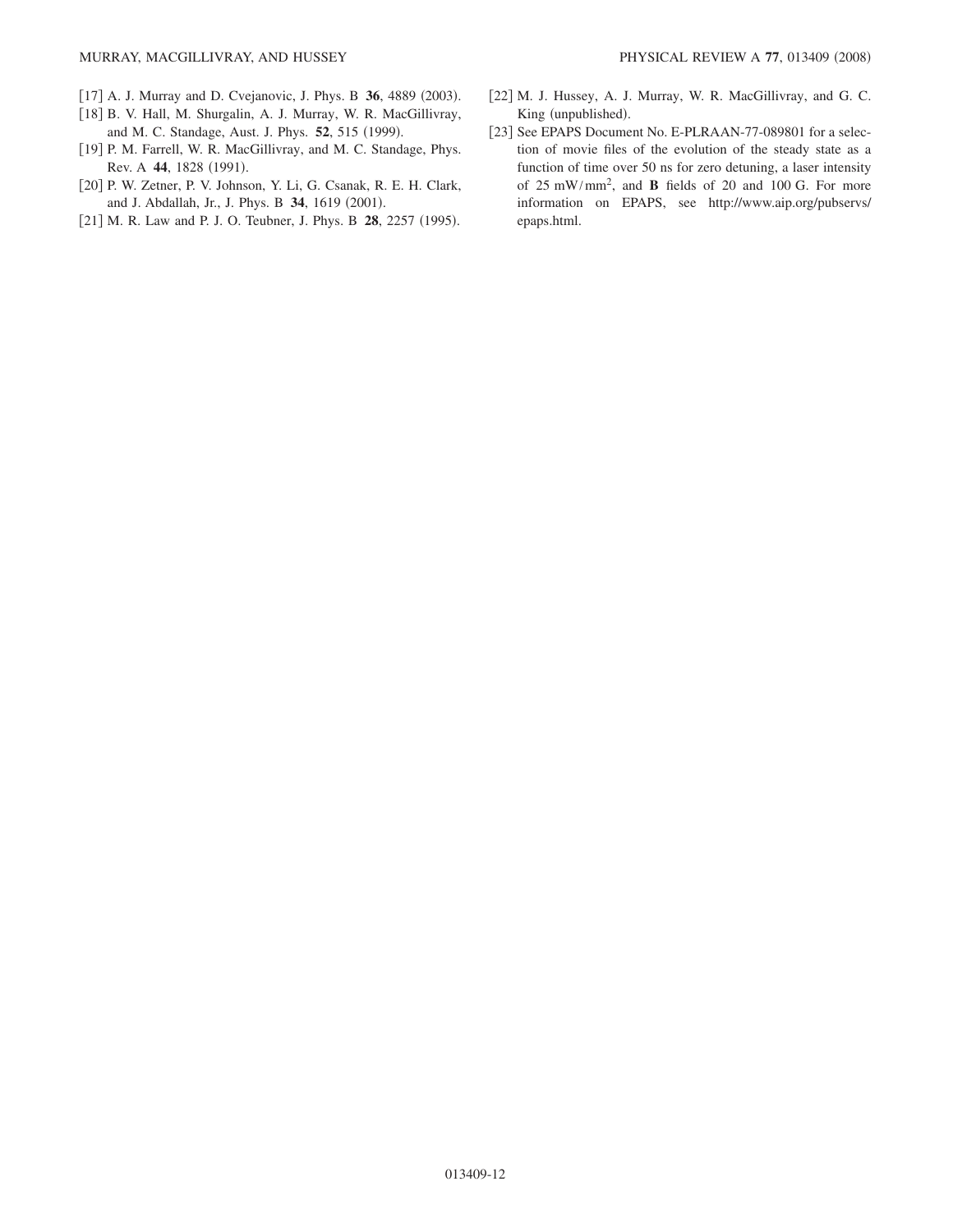[17] A. J. Murray and D. Cvejanovic, J. Phys. B **36**, 4889 (2003).

[18] B. V. Hall, M. Shurgalin, A. J. Murray, W. R. MacGillivray, and M. C. Standage, Aust. J. Phys. **52**, 515 (1999).

[19] P. M. Farrell, W. R. MacGillivray, and M. C. Standage, Phys. Rev. A **44**, 1828 (1991).

[20] P. W. Zetner, P. V. Johnson, Y. Li, G. Csanak, R. E. H. Clark, and J. Abdallah, Jr., J. Phys. B **34**, 1619 (2001).

[21] M. R. Law and P. J. O. Teubner, J. Phys. B **28**, 2257 (1995).

[22] M. J. Hussey, A. J. Murray, W. R. MacGillivray, and G. C. King (unpublished).

[23] See EPAPS Document No. E-PLRAAN-77-089801 for a selection of movie files of the evolution of the steady state as a function of time over 50 ns for zero detuning, a laser intensity of 25 $mW/mm^2$, and **B** fields of 20 and 100 G. For more information on EPAPS, see http://www.aip.org/pubservs/epaps.html.